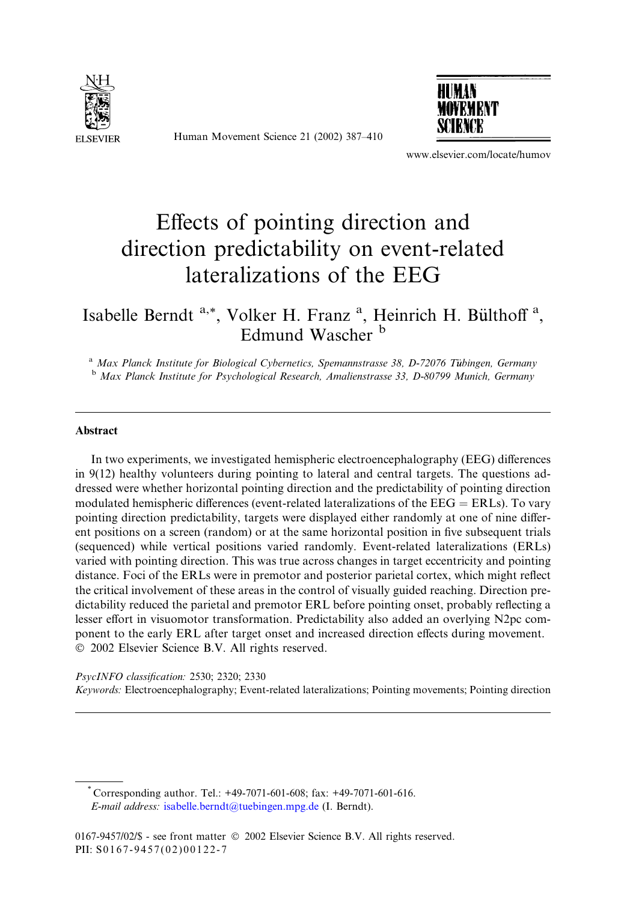# Effects of pointing direction and direction predictability on event-related lateralizations of the EEG

Isabelle Berndt [a,*], Volker H. Franz [a], Heinrich H. Bülthoff [a], Edmund Wascher [b]

[a] Max Planck Institute for Biological Cybernetics, Spemannstrasse 38, D-72076 Tübingen, Germany
[b] Max Planck Institute for Psychological Research, Amalienstrasse 33, D-80799 Munich, Germany

## Abstract

In two experiments, we investigated hemispheric electroencephalography (EEG) differences in 9(12) healthy volunteers during pointing to lateral and central targets. The questions addressed were whether horizontal pointing direction and the predictability of pointing direction modulated hemispheric differences (event-related lateralizations of the EEG = ERLs). To vary pointing direction predictability, targets were displayed either randomly at one of nine different positions on a screen (random) or at the same horizontal position in five subsequent trials (sequenced) while vertical positions varied randomly. Event-related lateralizations (ERLs) varied with pointing direction. This was true across changes in target eccentricity and pointing distance. Foci of the ERLs were in premotor and posterior parietal cortex, which might reflect the critical involvement of these areas in the control of visually guided reaching. Direction predictability reduced the parietal and premotor ERL before pointing onset, probably reflecting a lesser effort in visuomotor transformation. Predictability also added an overlying N2pc component to the early ERL after target onset and increased direction effects during movement.
© 2002 Elsevier Science B.V. All rights reserved.

*PsycINFO classification:* 2530; 2320; 2330

*Keywords:* Electroencephalography; Event-related lateralizations; Pointing movements; Pointing direction

---

\* Corresponding author. Tel.: +49-7071-601-608; fax: +49-7071-601-616.
*E-mail address:* isabelle.berndt@tuebingen.mpg.de (I. Berndt).

0167-9457/02/$ - see front matter © 2002 Elsevier Science B.V. All rights reserved.
PII: S0167-9457(02)00122-7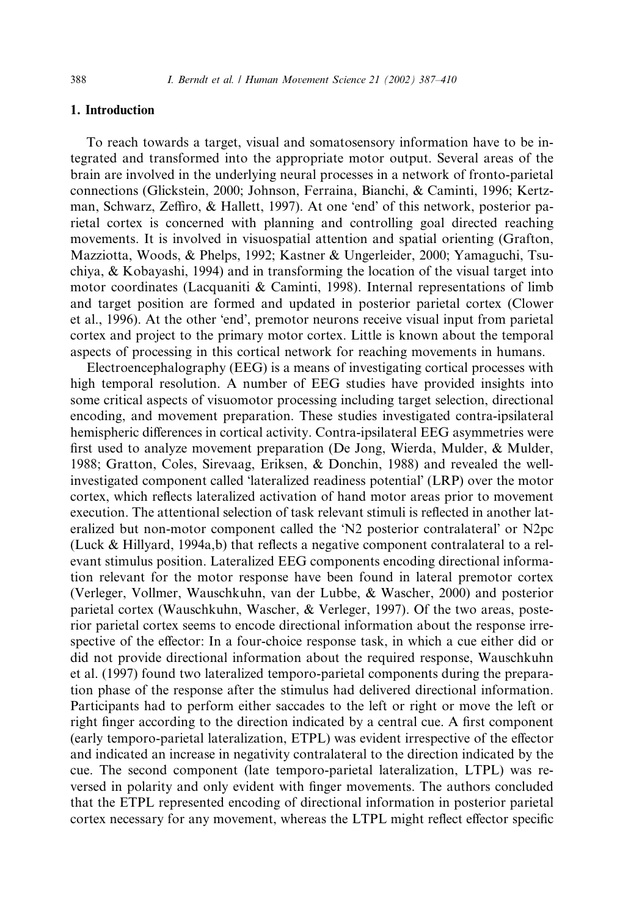## 1. Introduction

To reach towards a target, visual and somatosensory information have to be integrated and transformed into the appropriate motor output. Several areas of the brain are involved in the underlying neural processes in a network of fronto-parietal connections (Glickstein, 2000; Johnson, Ferraina, Bianchi, & Caminti, 1996; Kertzman, Schwarz, Zeffiro, & Hallett, 1997). At one 'end' of this network, posterior parietal cortex is concerned with planning and controlling goal directed reaching movements. It is involved in visuospatial attention and spatial orienting (Grafton, Mazziotta, Woods, & Phelps, 1992; Kastner & Ungerleider, 2000; Yamaguchi, Tsuchiya, & Kobayashi, 1994) and in transforming the location of the visual target into motor coordinates (Lacquaniti & Caminti, 1998). Internal representations of limb and target position are formed and updated in posterior parietal cortex (Clower et al., 1996). At the other 'end', premotor neurons receive visual input from parietal cortex and project to the primary motor cortex. Little is known about the temporal aspects of processing in this cortical network for reaching movements in humans.

Electroencephalography (EEG) is a means of investigating cortical processes with high temporal resolution. A number of EEG studies have provided insights into some critical aspects of visuomotor processing including target selection, directional encoding, and movement preparation. These studies investigated contra-ipsilateral hemispheric differences in cortical activity. Contra-ipsilateral EEG asymmetries were first used to analyze movement preparation (De Jong, Wierda, Mulder, & Mulder, 1988; Gratton, Coles, Sirevaag, Eriksen, & Donchin, 1988) and revealed the well-investigated component called 'lateralized readiness potential' (LRP) over the motor cortex, which reflects lateralized activation of hand motor areas prior to movement execution. The attentional selection of task relevant stimuli is reflected in another lateralized but non-motor component called the 'N2 posterior contralateral' or N2pc (Luck & Hillyard, 1994a,b) that reflects a negative component contralateral to a relevant stimulus position. Lateralized EEG components encoding directional information relevant for the motor response have been found in lateral premotor cortex (Verleger, Vollmer, Wauschkuhn, van der Lubbe, & Wascher, 2000) and posterior parietal cortex (Wauschkuhn, Wascher, & Verleger, 1997). Of the two areas, posterior parietal cortex seems to encode directional information about the response irrespective of the effector: In a four-choice response task, in which a cue either did or did not provide directional information about the required response, Wauschkuhn et al. (1997) found two lateralized temporo-parietal components during the preparation phase of the response after the stimulus had delivered directional information. Participants had to perform either saccades to the left or right or move the left or right finger according to the direction indicated by a central cue. A first component (early temporo-parietal lateralization, ETPL) was evident irrespective of the effector and indicated an increase in negativity contralateral to the direction indicated by the cue. The second component (late temporo-parietal lateralization, LTPL) was reversed in polarity and only evident with finger movements. The authors concluded that the ETPL represented encoding of directional information in posterior parietal cortex necessary for any movement, whereas the LTPL might reflect effector specific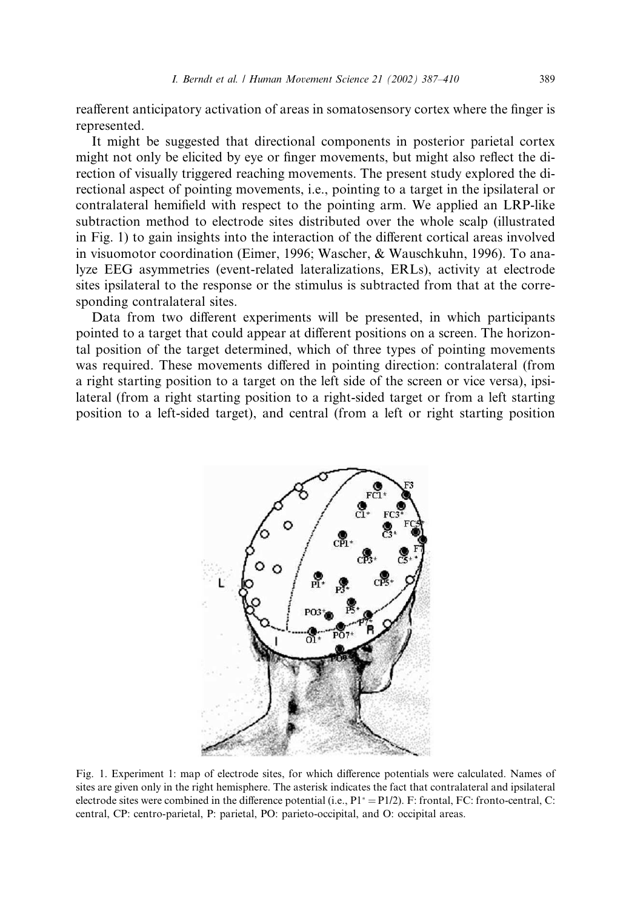reafferent anticipatory activation of areas in somatosensory cortex where the finger is represented.

It might be suggested that directional components in posterior parietal cortex might not only be elicited by eye or finger movements, but might also reflect the direction of visually triggered reaching movements. The present study explored the directional aspect of pointing movements, i.e., pointing to a target in the ipsilateral or contralateral hemifield with respect to the pointing arm. We applied an LRP-like subtraction method to electrode sites distributed over the whole scalp (illustrated in Fig. 1) to gain insights into the interaction of the different cortical areas involved in visuomotor coordination (Eimer, 1996; Wascher, & Wauschkuhn, 1996). To analyze EEG asymmetries (event-related lateralizations, ERLs), activity at electrode sites ipsilateral to the response or the stimulus is subtracted from that at the corresponding contralateral sites.

Data from two different experiments will be presented, in which participants pointed to a target that could appear at different positions on a screen. The horizontal position of the target determined, which of three types of pointing movements was required. These movements differed in pointing direction: contralateral (from a right starting position to a target on the left side of the screen or vice versa), ipsilateral (from a right starting position to a right-sided target or from a left starting position to a left-sided target), and central (from a left or right starting position

Fig. 1. Experiment 1: map of electrode sites, for which difference potentials were calculated. Names of sites are given only in the right hemisphere. The asterisk indicates the fact that contralateral and ipsilateral electrode sites were combined in the difference potential (i.e., P1* = P1/2). F: frontal, FC: fronto-central, C: central, CP: centro-parietal, P: parietal, PO: parieto-occipital, and O: occipital areas.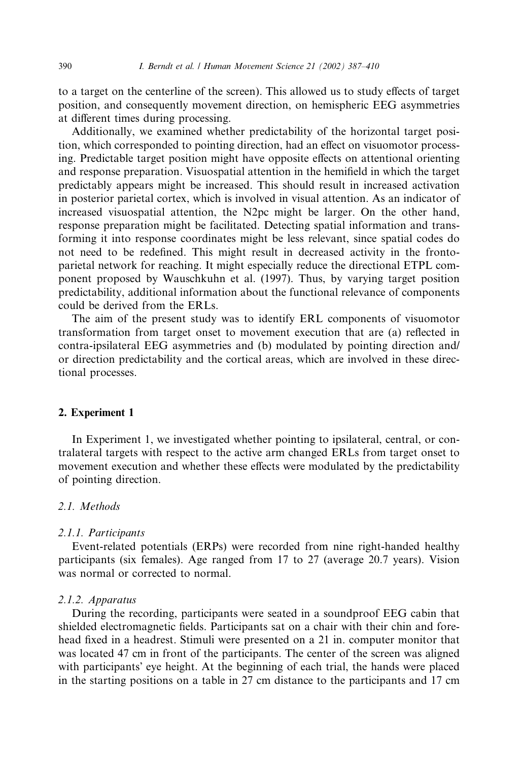to a target on the centerline of the screen). This allowed us to study effects of target position, and consequently movement direction, on hemispheric EEG asymmetries at different times during processing.

Additionally, we examined whether predictability of the horizontal target position, which corresponded to pointing direction, had an effect on visuomotor processing. Predictable target position might have opposite effects on attentional orienting and response preparation. Visuospatial attention in the hemifield in which the target predictably appears might be increased. This should result in increased activation in posterior parietal cortex, which is involved in visual attention. As an indicator of increased visuospatial attention, the N2pc might be larger. On the other hand, response preparation might be facilitated. Detecting spatial information and transforming it into response coordinates might be less relevant, since spatial codes do not need to be redefined. This might result in decreased activity in the frontoparietal network for reaching. It might especially reduce the directional ETPL component proposed by Wauschkuhn et al. (1997). Thus, by varying target position predictability, additional information about the functional relevance of components could be derived from the ERLs.

The aim of the present study was to identify ERL components of visuomotor transformation from target onset to movement execution that are (a) reflected in contra-ipsilateral EEG asymmetries and (b) modulated by pointing direction and/or direction predictability and the cortical areas, which are involved in these directional processes.

## 2. Experiment 1

In Experiment 1, we investigated whether pointing to ipsilateral, central, or contralateral targets with respect to the active arm changed ERLs from target onset to movement execution and whether these effects were modulated by the predictability of pointing direction.

### 2.1. Methods

#### 2.1.1. Participants

Event-related potentials (ERPs) were recorded from nine right-handed healthy participants (six females). Age ranged from 17 to 27 (average 20.7 years). Vision was normal or corrected to normal.

#### 2.1.2. Apparatus

During the recording, participants were seated in a soundproof EEG cabin that shielded electromagnetic fields. Participants sat on a chair with their chin and forehead fixed in a headrest. Stimuli were presented on a 21 in. computer monitor that was located 47 cm in front of the participants. The center of the screen was aligned with participants' eye height. At the beginning of each trial, the hands were placed in the starting positions on a table in 27 cm distance to the participants and 17 cm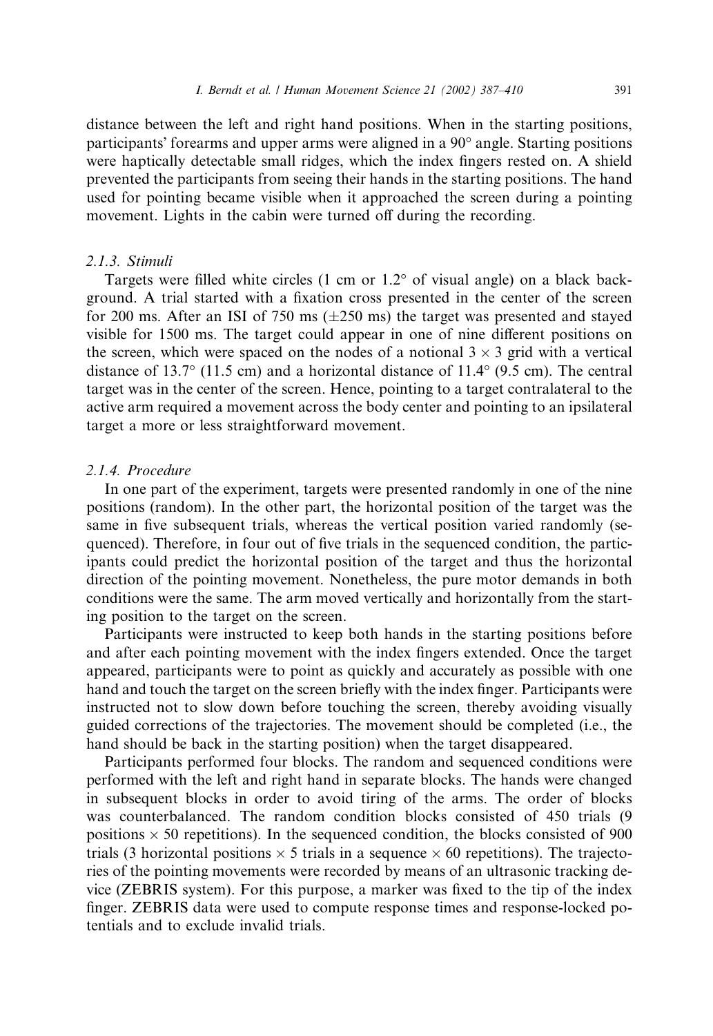distance between the left and right hand positions. When in the starting positions, participants' forearms and upper arms were aligned in a 90° angle. Starting positions were haptically detectable small ridges, which the index fingers rested on. A shield prevented the participants from seeing their hands in the starting positions. The hand used for pointing became visible when it approached the screen during a pointing movement. Lights in the cabin were turned off during the recording.

#### *2.1.3. Stimuli*

Targets were filled white circles (1 cm or 1.2° of visual angle) on a black background. A trial started with a fixation cross presented in the center of the screen for 200 ms. After an ISI of 750 ms (±250 ms) the target was presented and stayed visible for 1500 ms. The target could appear in one of nine different positions on the screen, which were spaced on the nodes of a notional $3 \times 3$ grid with a vertical distance of 13.7° (11.5 cm) and a horizontal distance of 11.4° (9.5 cm). The central target was in the center of the screen. Hence, pointing to a target contralateral to the active arm required a movement across the body center and pointing to an ipsilateral target a more or less straightforward movement.

#### *2.1.4. Procedure*

In one part of the experiment, targets were presented randomly in one of the nine positions (random). In the other part, the horizontal position of the target was the same in five subsequent trials, whereas the vertical position varied randomly (sequenced). Therefore, in four out of five trials in the sequenced condition, the participants could predict the horizontal position of the target and thus the horizontal direction of the pointing movement. Nonetheless, the pure motor demands in both conditions were the same. The arm moved vertically and horizontally from the starting position to the target on the screen.

Participants were instructed to keep both hands in the starting positions before and after each pointing movement with the index fingers extended. Once the target appeared, participants were to point as quickly and accurately as possible with one hand and touch the target on the screen briefly with the index finger. Participants were instructed not to slow down before touching the screen, thereby avoiding visually guided corrections of the trajectories. The movement should be completed (i.e., the hand should be back in the starting position) when the target disappeared.

Participants performed four blocks. The random and sequenced conditions were performed with the left and right hand in separate blocks. The hands were changed in subsequent blocks in order to avoid tiring of the arms. The order of blocks was counterbalanced. The random condition blocks consisted of 450 trials (9 positions $\times$ 50 repetitions). In the sequenced condition, the blocks consisted of 900 trials (3 horizontal positions $\times$ 5 trials in a sequence $\times$ 60 repetitions). The trajectories of the pointing movements were recorded by means of an ultrasonic tracking device (ZEBRIS system). For this purpose, a marker was fixed to the tip of the index finger. ZEBRIS data were used to compute response times and response-locked potentials and to exclude invalid trials.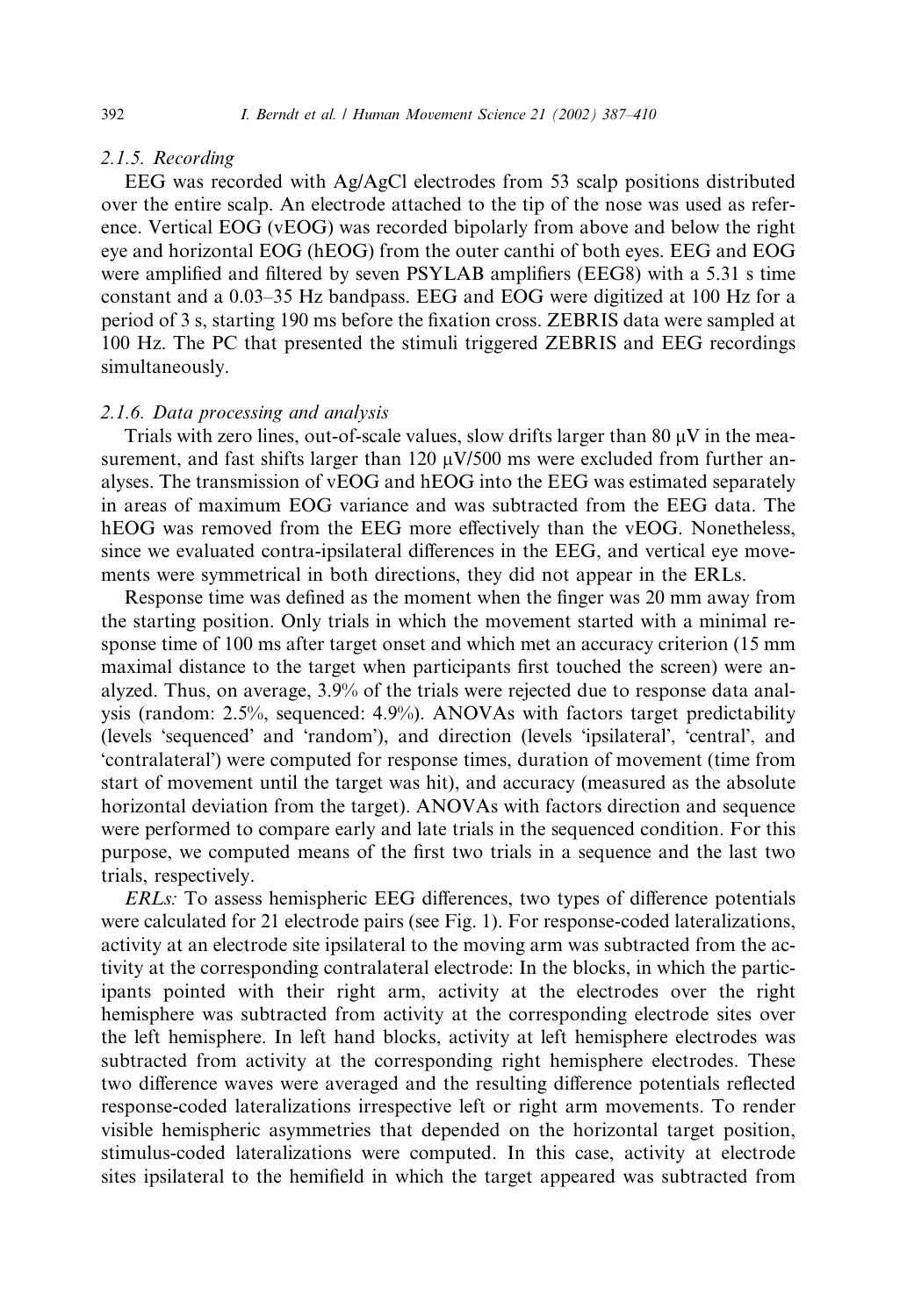### 2.1.5. Recording

EEG was recorded with Ag/AgCl electrodes from 53 scalp positions distributed over the entire scalp. An electrode attached to the tip of the nose was used as reference. Vertical EOG (vEOG) was recorded bipolarly from above and below the right eye and horizontal EOG (hEOG) from the outer canthi of both eyes. EEG and EOG were amplified and filtered by seven PSYLAB amplifiers (EEG8) with a 5.31 s time constant and a 0.03–35 Hz bandpass. EEG and EOG were digitized at 100 Hz for a period of 3 s, starting 190 ms before the fixation cross. ZEBRIS data were sampled at 100 Hz. The PC that presented the stimuli triggered ZEBRIS and EEG recordings simultaneously.

### 2.1.6. Data processing and analysis

Trials with zero lines, out-of-scale values, slow drifts larger than 80 μV in the measurement, and fast shifts larger than 120 μV/500 ms were excluded from further analyses. The transmission of vEOG and hEOG into the EEG was estimated separately in areas of maximum EOG variance and was subtracted from the EEG data. The hEOG was removed from the EEG more effectively than the vEOG. Nonetheless, since we evaluated contra-ipsilateral differences in the EEG, and vertical eye movements were symmetrical in both directions, they did not appear in the ERLs.

Response time was defined as the moment when the finger was 20 mm away from the starting position. Only trials in which the movement started with a minimal response time of 100 ms after target onset and which met an accuracy criterion (15 mm maximal distance to the target when participants first touched the screen) were analyzed. Thus, on average, 3.9% of the trials were rejected due to response data analysis (random: 2.5%, sequenced: 4.9%). ANOVAs with factors target predictability (levels 'sequenced' and 'random'), and direction (levels 'ipsilateral', 'central', and 'contralateral') were computed for response times, duration of movement (time from start of movement until the target was hit), and accuracy (measured as the absolute horizontal deviation from the target). ANOVAs with factors direction and sequence were performed to compare early and late trials in the sequenced condition. For this purpose, we computed means of the first two trials in a sequence and the last two trials, respectively.

*ERLs:* To assess hemispheric EEG differences, two types of difference potentials were calculated for 21 electrode pairs (see Fig. 1). For response-coded lateralizations, activity at an electrode site ipsilateral to the moving arm was subtracted from the activity at the corresponding contralateral electrode: In the blocks, in which the participants pointed with their right arm, activity at the electrodes over the right hemisphere was subtracted from activity at the corresponding electrode sites over the left hemisphere. In left hand blocks, activity at left hemisphere electrodes was subtracted from activity at the corresponding right hemisphere electrodes. These two difference waves were averaged and the resulting difference potentials reflected response-coded lateralizations irrespective left or right arm movements. To render visible hemispheric asymmetries that depended on the horizontal target position, stimulus-coded lateralizations were computed. In this case, activity at electrode sites ipsilateral to the hemifield in which the target appeared was subtracted from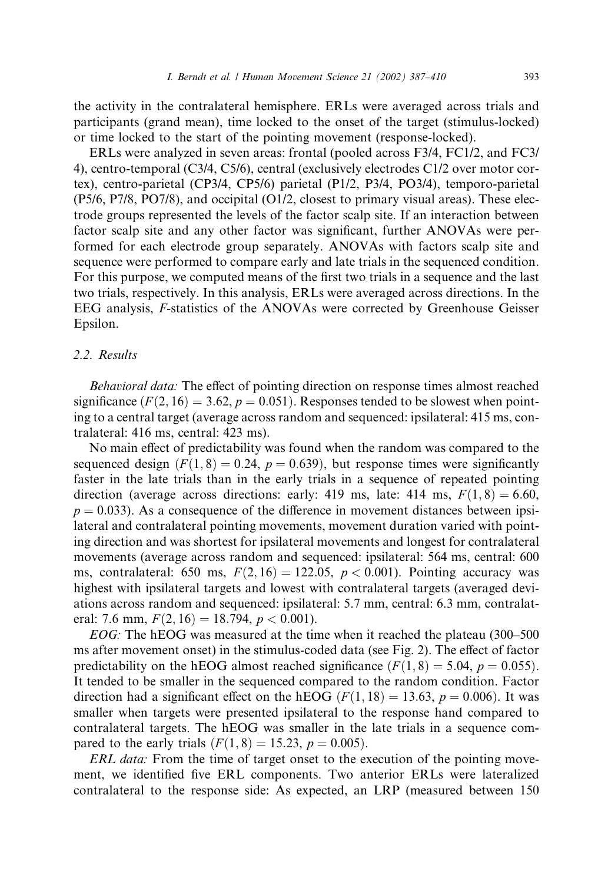the activity in the contralateral hemisphere. ERLs were averaged across trials and participants (grand mean), time locked to the onset of the target (stimulus-locked) or time locked to the start of the pointing movement (response-locked).

ERLs were analyzed in seven areas: frontal (pooled across F3/4, FC1/2, and FC3/4), centro-temporal (C3/4, C5/6), central (exclusively electrodes C1/2 over motor cortex), centro-parietal (CP3/4, CP5/6) parietal (P1/2, P3/4, PO3/4), temporo-parietal (P5/6, P7/8, PO7/8), and occipital (O1/2, closest to primary visual areas). These electrode groups represented the levels of the factor scalp site. If an interaction between factor scalp site and any other factor was significant, further ANOVAs were performed for each electrode group separately. ANOVAs with factors scalp site and sequence were performed to compare early and late trials in the sequenced condition. For this purpose, we computed means of the first two trials in a sequence and the last two trials, respectively. In this analysis, ERLs were averaged across directions. In the EEG analysis, *F*-statistics of the ANOVAs were corrected by Greenhouse Geisser Epsilon.

### 2.2. Results

*Behavioral data:* The effect of pointing direction on response times almost reached significance ($F(2,16) = 3.62$, $p = 0.051$). Responses tended to be slowest when pointing to a central target (average across random and sequenced: ipsilateral: 415 ms, contralateral: 416 ms, central: 423 ms).

No main effect of predictability was found when the random was compared to the sequenced design ($F(1,8) = 0.24$, $p = 0.639$), but response times were significantly faster in the late trials than in the early trials in a sequence of repeated pointing direction (average across directions: early: 419 ms, late: 414 ms, $F(1,8) = 6.60$, $p = 0.033$). As a consequence of the difference in movement distances between ipsilateral and contralateral pointing movements, movement duration varied with pointing direction and was shortest for ipsilateral movements and longest for contralateral movements (average across random and sequenced: ipsilateral: 564 ms, central: 600 ms, contralateral: 650 ms, $F(2,16) = 122.05$, $p < 0.001$). Pointing accuracy was highest with ipsilateral targets and lowest with contralateral targets (averaged deviations across random and sequenced: ipsilateral: 5.7 mm, central: 6.3 mm, contralateral: 7.6 mm, $F(2,16) = 18.794$, $p < 0.001$).

*EOG:* The hEOG was measured at the time when it reached the plateau (300–500 ms after movement onset) in the stimulus-coded data (see Fig. 2). The effect of factor predictability on the hEOG almost reached significance ($F(1,8) = 5.04$, $p = 0.055$). It tended to be smaller in the sequenced compared to the random condition. Factor direction had a significant effect on the hEOG ($F(1,18) = 13.63$, $p = 0.006$). It was smaller when targets were presented ipsilateral to the response hand compared to contralateral targets. The hEOG was smaller in the late trials in a sequence compared to the early trials ($F(1,8) = 15.23$, $p = 0.005$).

*ERL data:* From the time of target onset to the execution of the pointing movement, we identified five ERL components. Two anterior ERLs were lateralized contralateral to the response side: As expected, an LRP (measured between 150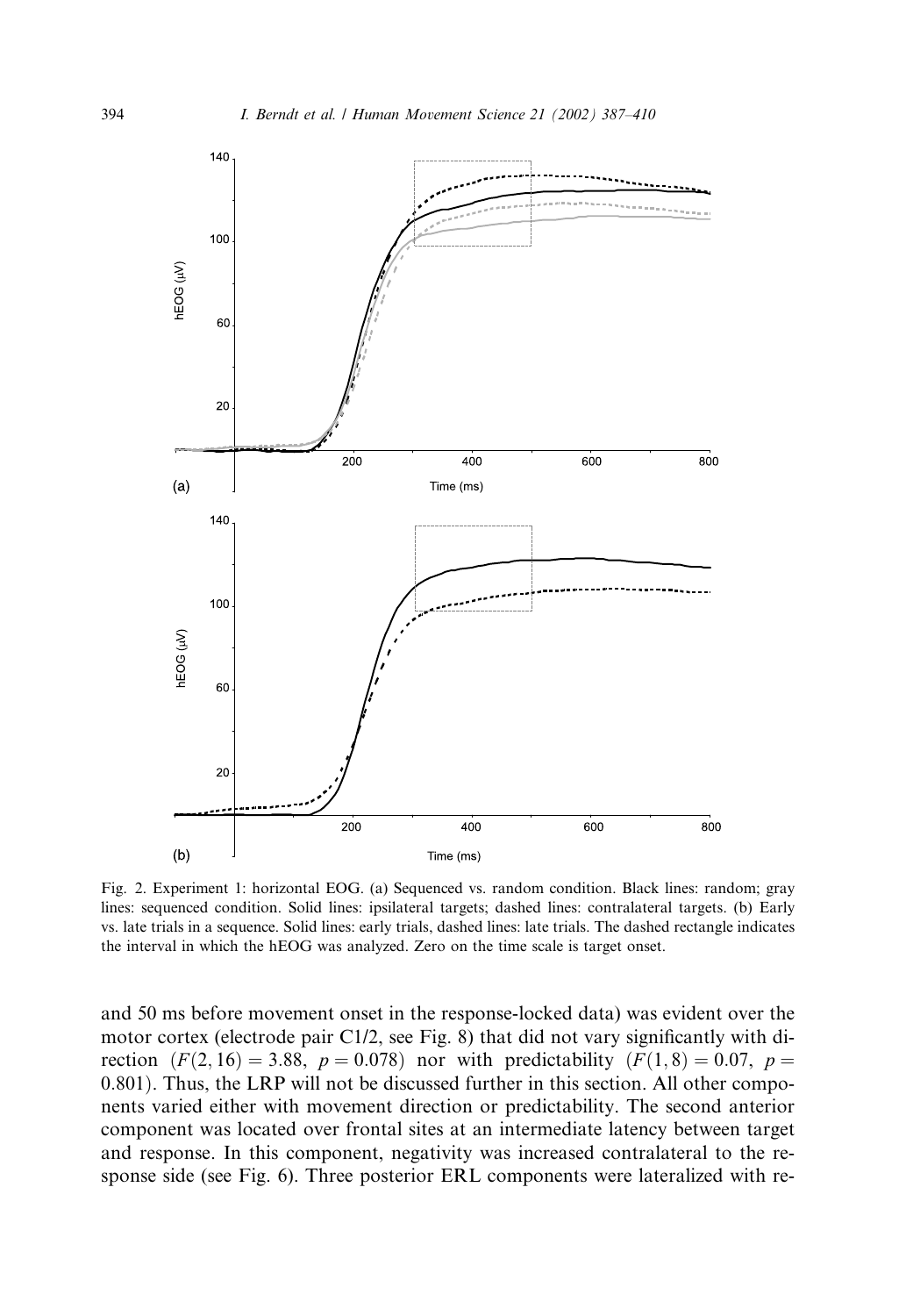Fig. 2. Experiment 1: horizontal EOG. (a) Sequenced vs. random condition. Black lines: random; gray lines: sequenced condition. Solid lines: ipsilateral targets; dashed lines: contralateral targets. (b) Early vs. late trials in a sequence. Solid lines: early trials, dashed lines: late trials. The dashed rectangle indicates the interval in which the hEOG was analyzed. Zero on the time scale is target onset.

and 50 ms before movement onset in the response-locked data) was evident over the motor cortex (electrode pair C1/2, see Fig. 8) that did not vary significantly with direction ($F(2, 16) = 3.88$, $p = 0.078$) nor with predictability ($F(1, 8) = 0.07$, $p = 0.801$). Thus, the LRP will not be discussed further in this section. All other components varied either with movement direction or predictability. The second anterior component was located over frontal sites at an intermediate latency between target and response. In this component, negativity was increased contralateral to the response side (see Fig. 6). Three posterior ERL components were lateralized with re-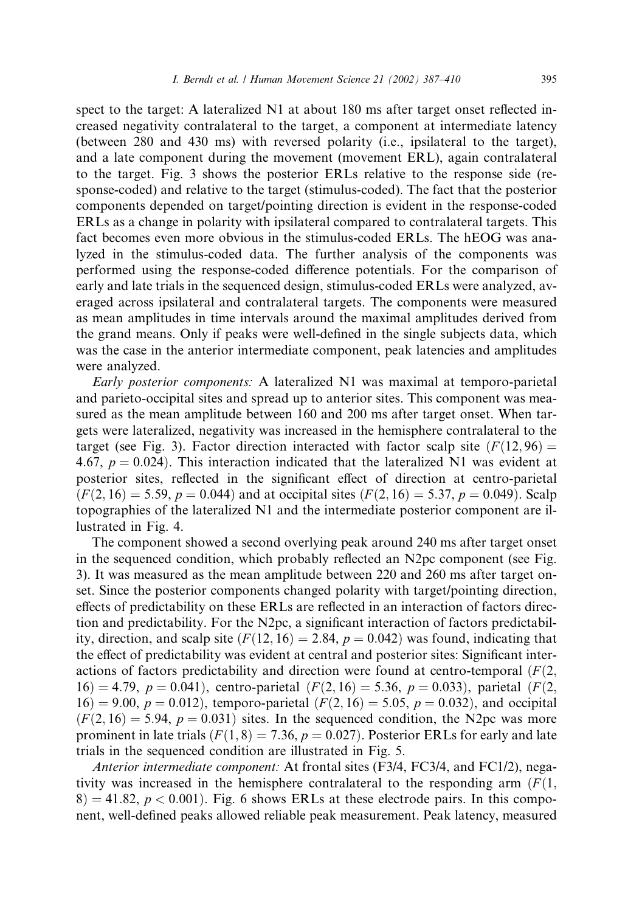spect to the target: A lateralized N1 at about 180 ms after target onset reflected increased negativity contralateral to the target, a component at intermediate latency (between 280 and 430 ms) with reversed polarity (i.e., ipsilateral to the target), and a late component during the movement (movement ERL), again contralateral to the target. Fig. 3 shows the posterior ERLs relative to the response side (response-coded) and relative to the target (stimulus-coded). The fact that the posterior components depended on target/pointing direction is evident in the response-coded ERLs as a change in polarity with ipsilateral compared to contralateral targets. This fact becomes even more obvious in the stimulus-coded ERLs. The hEOG was analyzed in the stimulus-coded data. The further analysis of the components was performed using the response-coded difference potentials. For the comparison of early and late trials in the sequenced design, stimulus-coded ERLs were analyzed, averaged across ipsilateral and contralateral targets. The components were measured as mean amplitudes in time intervals around the maximal amplitudes derived from the grand means. Only if peaks were well-defined in the single subjects data, which was the case in the anterior intermediate component, peak latencies and amplitudes were analyzed.

*Early posterior components:* A lateralized N1 was maximal at temporo-parietal and parieto-occipital sites and spread up to anterior sites. This component was measured as the mean amplitude between 160 and 200 ms after target onset. When targets were lateralized, negativity was increased in the hemisphere contralateral to the target (see Fig. 3). Factor direction interacted with factor scalp site ($F(12, 96) = 4.67$, $p = 0.024$). This interaction indicated that the lateralized N1 was evident at posterior sites, reflected in the significant effect of direction at centro-parietal ($F(2, 16) = 5.59$, $p = 0.044$) and at occipital sites ($F(2, 16) = 5.37$, $p = 0.049$). Scalp topographies of the lateralized N1 and the intermediate posterior component are illustrated in Fig. 4.

The component showed a second overlying peak around 240 ms after target onset in the sequenced condition, which probably reflected an N2pc component (see Fig. 3). It was measured as the mean amplitude between 220 and 260 ms after target onset. Since the posterior components changed polarity with target/pointing direction, effects of predictability on these ERLs are reflected in an interaction of factors direction and predictability. For the N2pc, a significant interaction of factors predictability, direction, and scalp site ($F(12, 16) = 2.84$, $p = 0.042$) was found, indicating that the effect of predictability was evident at central and posterior sites: Significant interactions of factors predictability and direction were found at centro-temporal ($F(2, 16) = 4.79$, $p = 0.041$), centro-parietal ($F(2, 16) = 5.36$, $p = 0.033$), parietal ($F(2, 16) = 9.00$, $p = 0.012$), temporo-parietal ($F(2, 16) = 5.05$, $p = 0.032$), and occipital ($F(2, 16) = 5.94$, $p = 0.031$) sites. In the sequenced condition, the N2pc was more prominent in late trials ($F(1, 8) = 7.36$, $p = 0.027$). Posterior ERLs for early and late trials in the sequenced condition are illustrated in Fig. 5.

*Anterior intermediate component:* At frontal sites (F3/4, FC3/4, and FC1/2), negativity was increased in the hemisphere contralateral to the responding arm ($F(1, 8) = 41.82$, $p < 0.001$). Fig. 6 shows ERLs at these electrode pairs. In this component, well-defined peaks allowed reliable peak measurement. Peak latency, measured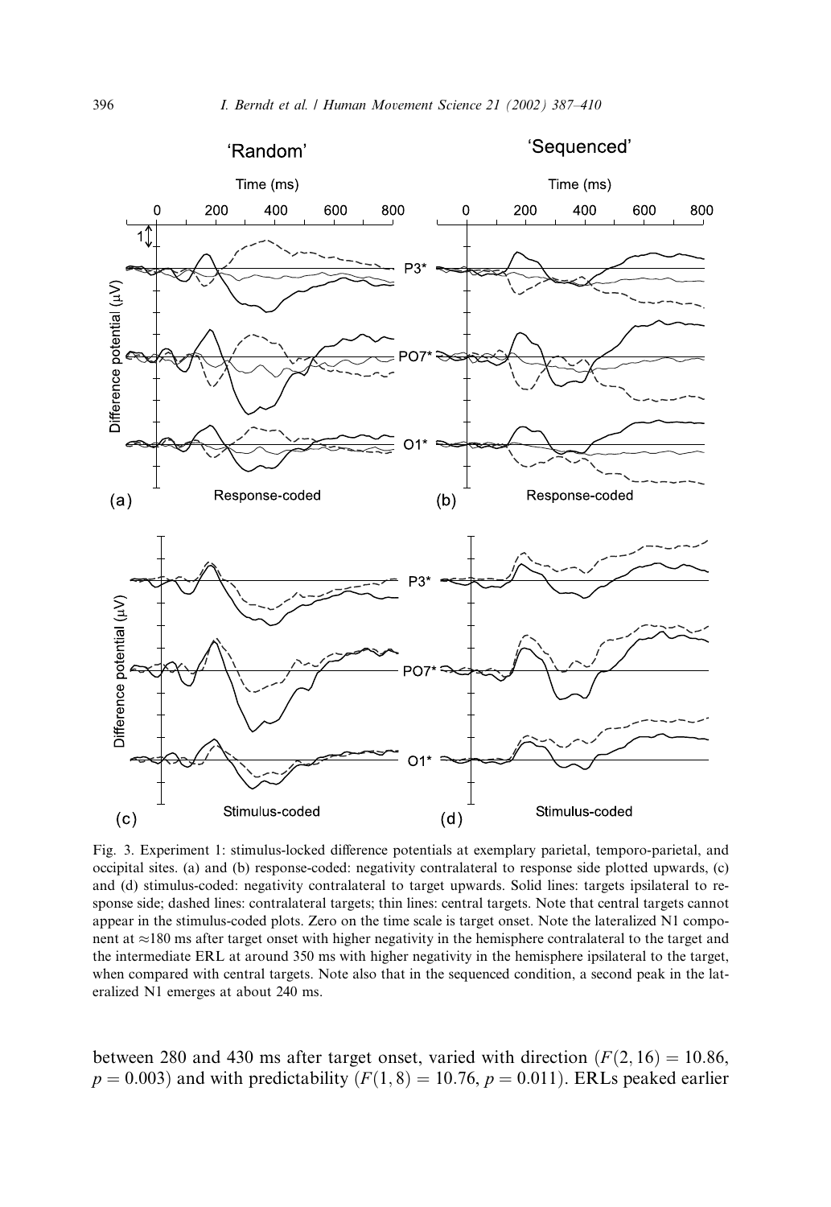Fig. 3. Experiment 1: stimulus-locked difference potentials at exemplary parietal, temporo-parietal, and occipital sites. (a) and (b) response-coded: negativity contralateral to response side plotted upwards, (c) and (d) stimulus-coded: negativity contralateral to target upwards. Solid lines: targets ipsilateral to response side; dashed lines: contralateral targets; thin lines: central targets. Note that central targets cannot appear in the stimulus-coded plots. Zero on the time scale is target onset. Note the lateralized N1 component at ≈180 ms after target onset with higher negativity in the hemisphere contralateral to the target and the intermediate ERL at around 350 ms with higher negativity in the hemisphere ipsilateral to the target, when compared with central targets. Note also that in the sequenced condition, a second peak in the lateralized N1 emerges at about 240 ms.

between 280 and 430 ms after target onset, varied with direction ($F(2, 16) = 10.86$, $p = 0.003$) and with predictability ($F(1, 8) = 10.76$, $p = 0.011$). ERLs peaked earlier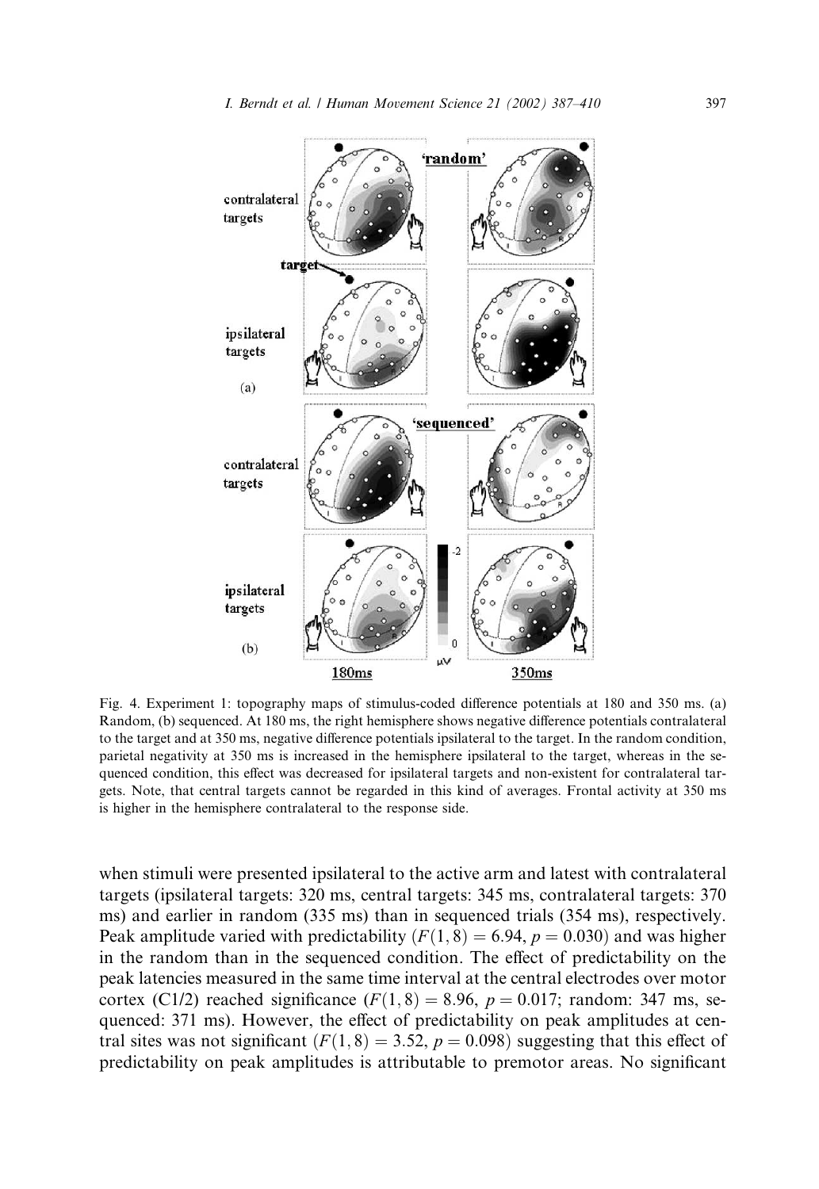Fig. 4. Experiment 1: topography maps of stimulus-coded difference potentials at 180 and 350 ms. (a) Random, (b) sequenced. At 180 ms, the right hemisphere shows negative difference potentials contralateral to the target and at 350 ms, negative difference potentials ipsilateral to the target. In the random condition, parietal negativity at 350 ms is increased in the hemisphere ipsilateral to the target, whereas in the sequenced condition, this effect was decreased for ipsilateral targets and non-existent for contralateral targets. Note, that central targets cannot be regarded in this kind of averages. Frontal activity at 350 ms is higher in the hemisphere contralateral to the response side.

when stimuli were presented ipsilateral to the active arm and latest with contralateral targets (ipsilateral targets: 320 ms, central targets: 345 ms, contralateral targets: 370 ms) and earlier in random (335 ms) than in sequenced trials (354 ms), respectively. Peak amplitude varied with predictability ($F(1,8) = 6.94$, $p = 0.030$) and was higher in the random than in the sequenced condition. The effect of predictability on the peak latencies measured in the same time interval at the central electrodes over motor cortex (C1/2) reached significance ($F(1,8) = 8.96$, $p = 0.017$; random: 347 ms, sequenced: 371 ms). However, the effect of predictability on peak amplitudes at central sites was not significant ($F(1,8) = 3.52$, $p = 0.098$) suggesting that this effect of predictability on peak amplitudes is attributable to premotor areas. No significant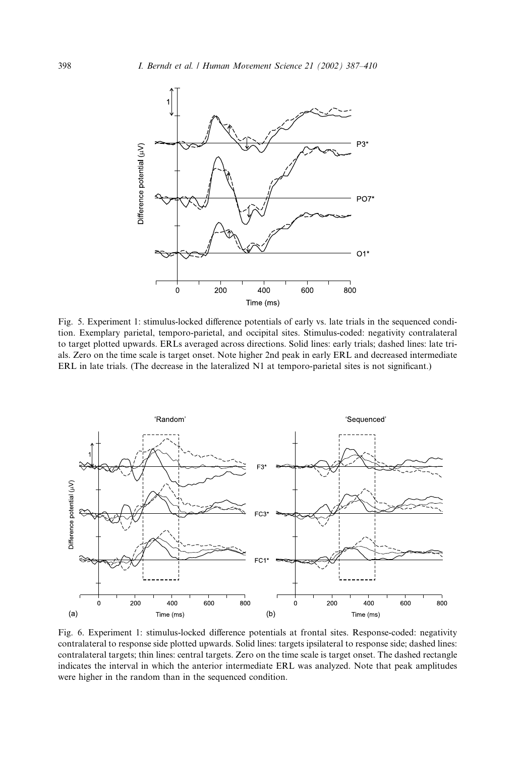Fig. 5. Experiment 1: stimulus-locked difference potentials of early vs. late trials in the sequenced condition. Exemplary parietal, temporo-parietal, and occipital sites. Stimulus-coded: negativity contralateral to target plotted upwards. ERLs averaged across directions. Solid lines: early trials; dashed lines: late trials. Zero on the time scale is target onset. Note higher 2nd peak in early ERL and decreased intermediate ERL in late trials. (The decrease in the lateralized N1 at temporo-parietal sites is not significant.)

Fig. 6. Experiment 1: stimulus-locked difference potentials at frontal sites. Response-coded: negativity contralateral to response side plotted upwards. Solid lines: targets ipsilateral to response side; dashed lines: contralateral targets; thin lines: central targets. Zero on the time scale is target onset. The dashed rectangle indicates the interval in which the anterior intermediate ERL was analyzed. Note that peak amplitudes were higher in the random than in the sequenced condition.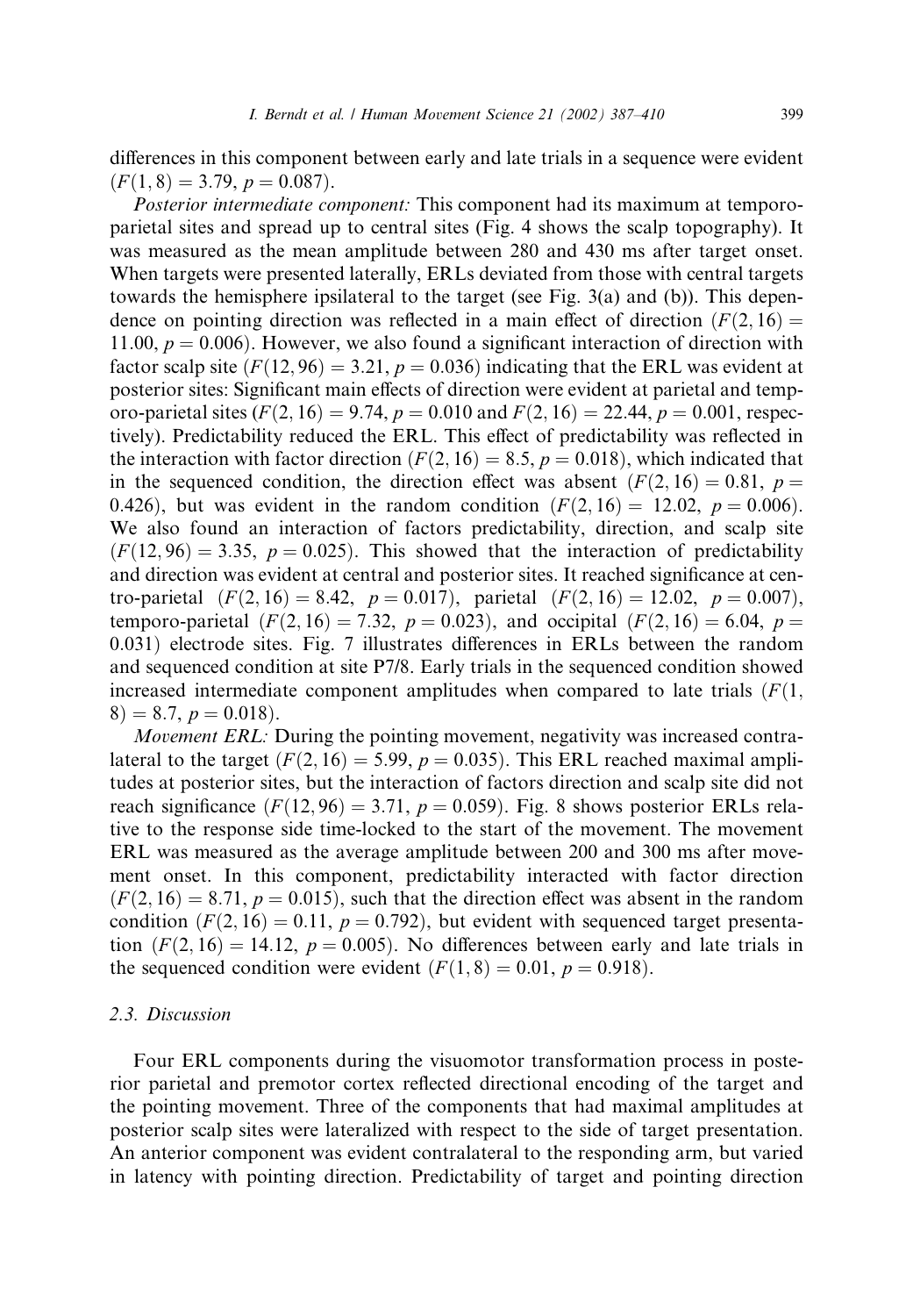differences in this component between early and late trials in a sequence were evident ($F(1, 8) = 3.79$, $p = 0.087$).

*Posterior intermediate component:* This component had its maximum at temporo-parietal sites and spread up to central sites (Fig. 4 shows the scalp topography). It was measured as the mean amplitude between 280 and 430 ms after target onset. When targets were presented laterally, ERLs deviated from those with central targets towards the hemisphere ipsilateral to the target (see Fig. 3(a) and (b)). This dependence on pointing direction was reflected in a main effect of direction ($F(2, 16) = 11.00$, $p = 0.006$). However, we also found a significant interaction of direction with factor scalp site ($F(12, 96) = 3.21$, $p = 0.036$) indicating that the ERL was evident at posterior sites: Significant main effects of direction were evident at parietal and temporo-parietal sites ($F(2, 16) = 9.74$, $p = 0.010$ and $F(2, 16) = 22.44$, $p = 0.001$, respectively). Predictability reduced the ERL. This effect of predictability was reflected in the interaction with factor direction ($F(2, 16) = 8.5$, $p = 0.018$), which indicated that in the sequenced condition, the direction effect was absent ($F(2, 16) = 0.81$, $p = 0.426$), but was evident in the random condition ($F(2, 16) = 12.02$, $p = 0.006$). We also found an interaction of factors predictability, direction, and scalp site ($F(12, 96) = 3.35$, $p = 0.025$). This showed that the interaction of predictability and direction was evident at central and posterior sites. It reached significance at centro-parietal ($F(2, 16) = 8.42$, $p = 0.017$), parietal ($F(2, 16) = 12.02$, $p = 0.007$), temporo-parietal ($F(2, 16) = 7.32$, $p = 0.023$), and occipital ($F(2, 16) = 6.04$, $p = 0.031$) electrode sites. Fig. 7 illustrates differences in ERLs between the random and sequenced condition at site P7/8. Early trials in the sequenced condition showed increased intermediate component amplitudes when compared to late trials ($F(1, 8) = 8.7$, $p = 0.018$).

*Movement ERL:* During the pointing movement, negativity was increased contralateral to the target ($F(2, 16) = 5.99$, $p = 0.035$). This ERL reached maximal amplitudes at posterior sites, but the interaction of factors direction and scalp site did not reach significance ($F(12, 96) = 3.71$, $p = 0.059$). Fig. 8 shows posterior ERLs relative to the response side time-locked to the start of the movement. The movement ERL was measured as the average amplitude between 200 and 300 ms after movement onset. In this component, predictability interacted with factor direction ($F(2, 16) = 8.71$, $p = 0.015$), such that the direction effect was absent in the random condition ($F(2, 16) = 0.11$, $p = 0.792$), but evident with sequenced target presentation ($F(2, 16) = 14.12$, $p = 0.005$). No differences between early and late trials in the sequenced condition were evident ($F(1, 8) = 0.01$, $p = 0.918$).

### 2.3. Discussion

Four ERL components during the visuomotor transformation process in posterior parietal and premotor cortex reflected directional encoding of the target and the pointing movement. Three of the components that had maximal amplitudes at posterior scalp sites were lateralized with respect to the side of target presentation. An anterior component was evident contralateral to the responding arm, but varied in latency with pointing direction. Predictability of target and pointing direction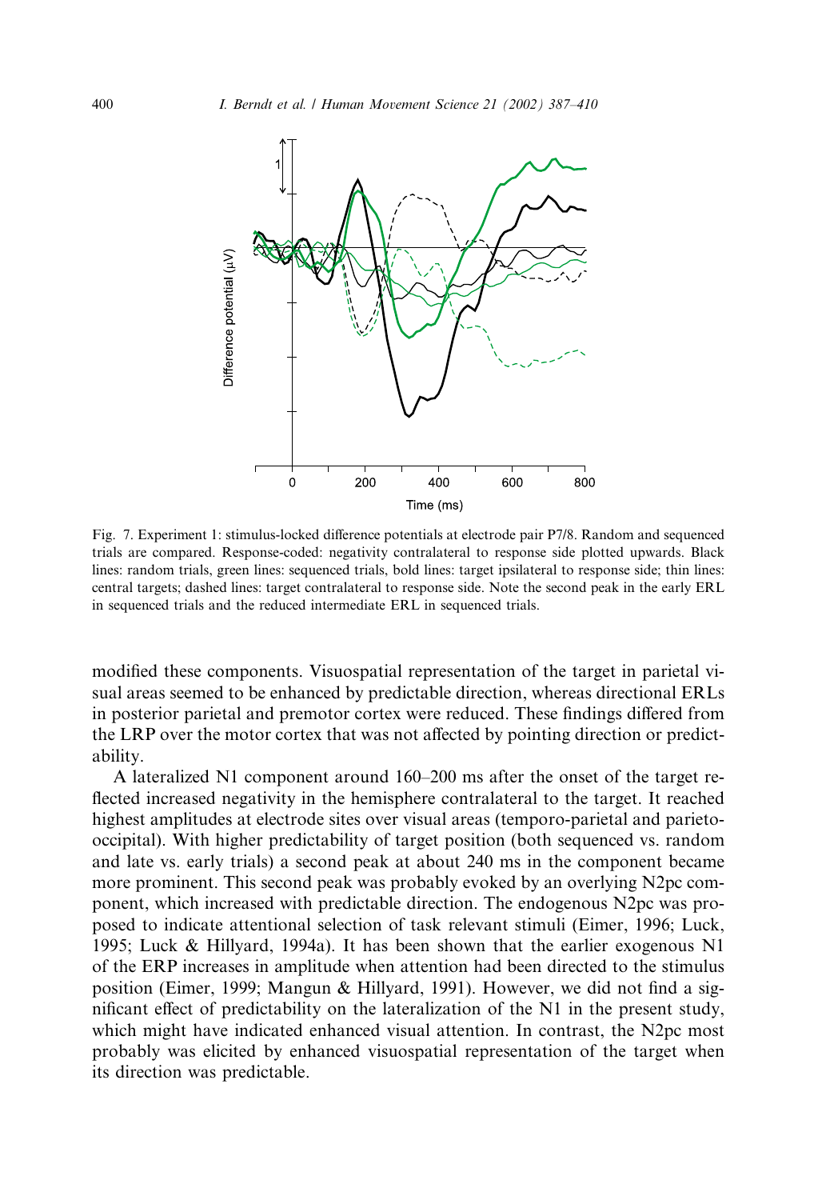Fig. 7. Experiment 1: stimulus-locked difference potentials at electrode pair P7/8. Random and sequenced trials are compared. Response-coded: negativity contralateral to response side plotted upwards. Black lines: random trials, green lines: sequenced trials, bold lines: target ipsilateral to response side; thin lines: central targets; dashed lines: target contralateral to response side. Note the second peak in the early ERL in sequenced trials and the reduced intermediate ERL in sequenced trials.

modified these components. Visuospatial representation of the target in parietal visual areas seemed to be enhanced by predictable direction, whereas directional ERLs in posterior parietal and premotor cortex were reduced. These findings differed from the LRP over the motor cortex that was not affected by pointing direction or predictability.

A lateralized N1 component around 160–200 ms after the onset of the target reflected increased negativity in the hemisphere contralateral to the target. It reached highest amplitudes at electrode sites over visual areas (temporo-parietal and parieto-occipital). With higher predictability of target position (both sequenced vs. random and late vs. early trials) a second peak at about 240 ms in the component became more prominent. This second peak was probably evoked by an overlying N2pc component, which increased with predictable direction. The endogenous N2pc was proposed to indicate attentional selection of task relevant stimuli (Eimer, 1996; Luck, 1995; Luck & Hillyard, 1994a). It has been shown that the earlier exogenous N1 of the ERP increases in amplitude when attention had been directed to the stimulus position (Eimer, 1999; Mangun & Hillyard, 1991). However, we did not find a significant effect of predictability on the lateralization of the N1 in the present study, which might have indicated enhanced visual attention. In contrast, the N2pc most probably was elicited by enhanced visuospatial representation of the target when its direction was predictable.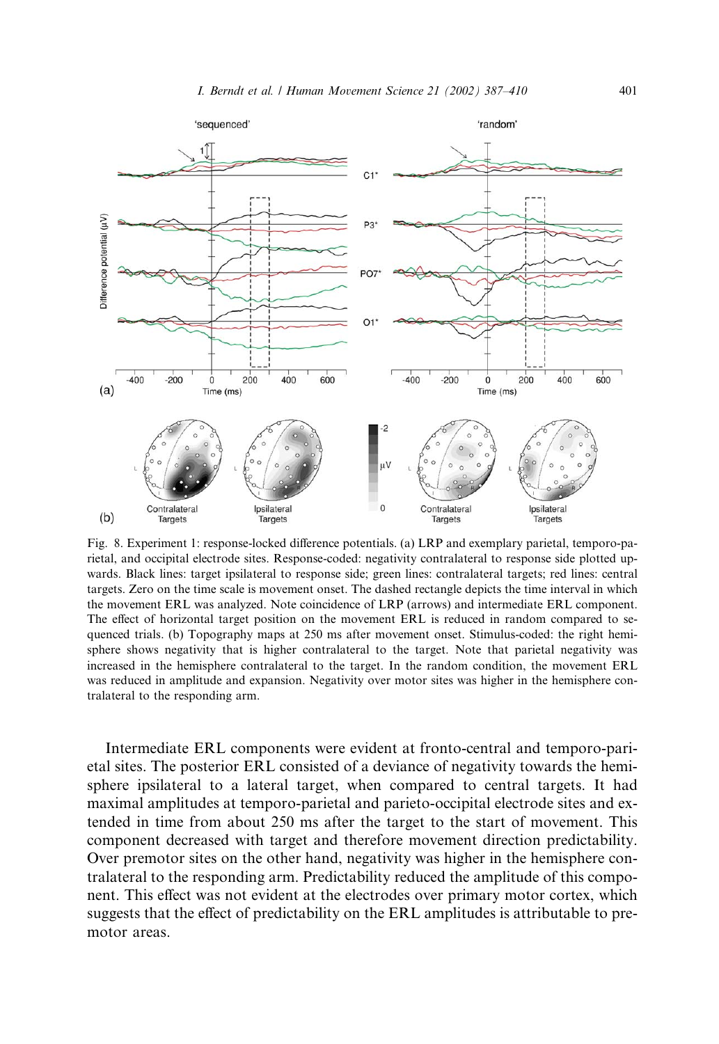Fig. 8. Experiment 1: response-locked difference potentials. (a) LRP and exemplary parietal, temporo-parietal, and occipital electrode sites. Response-coded: negativity contralateral to response side plotted upwards. Black lines: target ipsilateral to response side; green lines: contralateral targets; red lines: central targets. Zero on the time scale is movement onset. The dashed rectangle depicts the time interval in which the movement ERL was analyzed. Note coincidence of LRP (arrows) and intermediate ERL component. The effect of horizontal target position on the movement ERL is reduced in random compared to sequenced trials. (b) Topography maps at 250 ms after movement onset. Stimulus-coded: the right hemisphere shows negativity that is higher contralateral to the target. Note that parietal negativity was increased in the hemisphere contralateral to the target. In the random condition, the movement ERL was reduced in amplitude and expansion. Negativity over motor sites was higher in the hemisphere contralateral to the responding arm.

Intermediate ERL components were evident at fronto-central and temporo-parietal sites. The posterior ERL consisted of a deviance of negativity towards the hemisphere ipsilateral to a lateral target, when compared to central targets. It had maximal amplitudes at temporo-parietal and parieto-occipital electrode sites and extended in time from about 250 ms after the target to the start of movement. This component decreased with target and therefore movement direction predictability. Over premotor sites on the other hand, negativity was higher in the hemisphere contralateral to the responding arm. Predictability reduced the amplitude of this component. This effect was not evident at the electrodes over primary motor cortex, which suggests that the effect of predictability on the ERL amplitudes is attributable to premotor areas.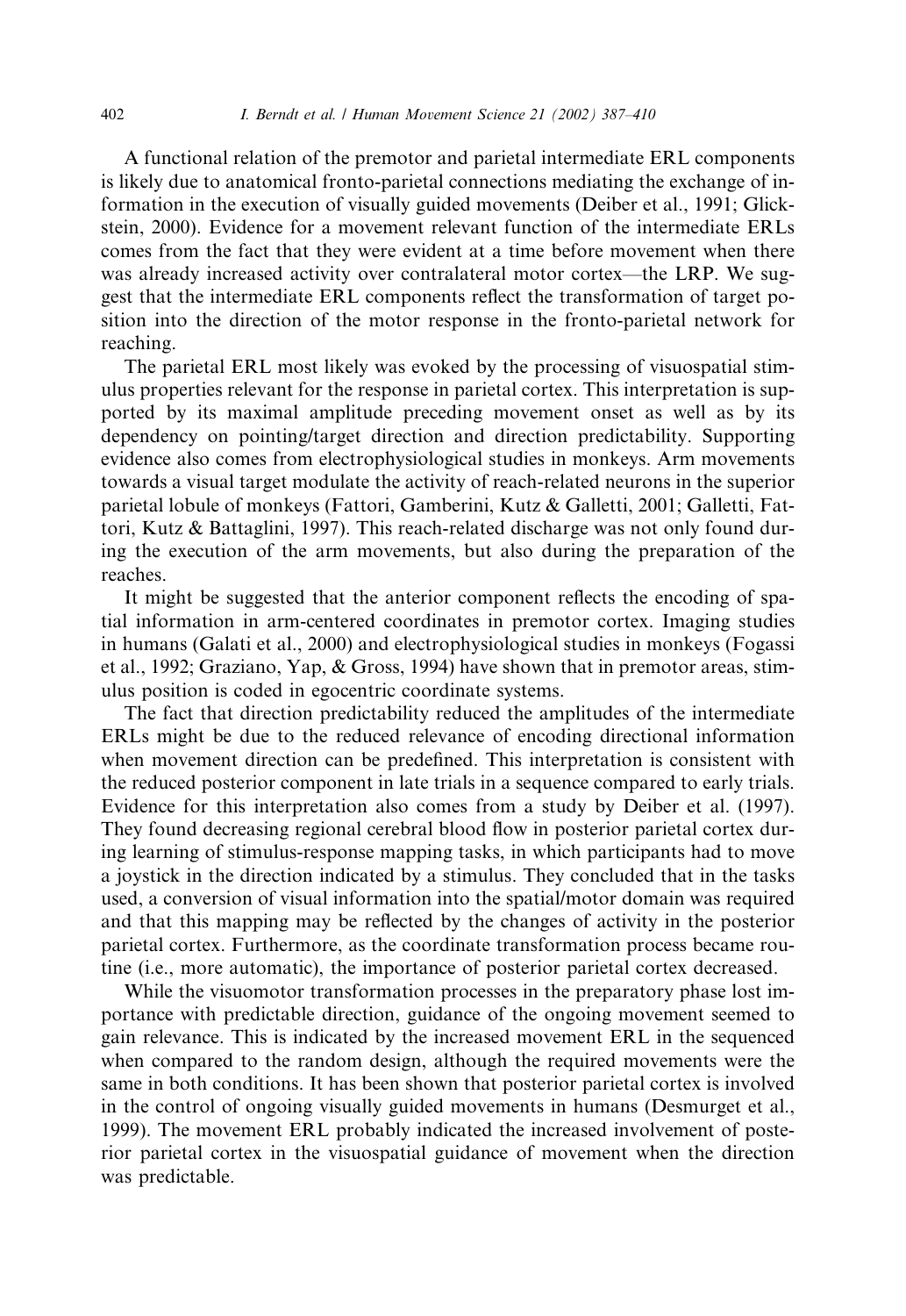A functional relation of the premotor and parietal intermediate ERL components is likely due to anatomical fronto-parietal connections mediating the exchange of information in the execution of visually guided movements (Deiber et al., 1991; Glickstein, 2000). Evidence for a movement relevant function of the intermediate ERLs comes from the fact that they were evident at a time before movement when there was already increased activity over contralateral motor cortex—the LRP. We suggest that the intermediate ERL components reflect the transformation of target position into the direction of the motor response in the fronto-parietal network for reaching.

The parietal ERL most likely was evoked by the processing of visuospatial stimulus properties relevant for the response in parietal cortex. This interpretation is supported by its maximal amplitude preceding movement onset as well as by its dependency on pointing/target direction and direction predictability. Supporting evidence also comes from electrophysiological studies in monkeys. Arm movements towards a visual target modulate the activity of reach-related neurons in the superior parietal lobule of monkeys (Fattori, Gamberini, Kutz & Galletti, 2001; Galletti, Fattori, Kutz & Battaglini, 1997). This reach-related discharge was not only found during the execution of the arm movements, but also during the preparation of the reaches.

It might be suggested that the anterior component reflects the encoding of spatial information in arm-centered coordinates in premotor cortex. Imaging studies in humans (Galati et al., 2000) and electrophysiological studies in monkeys (Fogassi et al., 1992; Graziano, Yap, & Gross, 1994) have shown that in premotor areas, stimulus position is coded in egocentric coordinate systems.

The fact that direction predictability reduced the amplitudes of the intermediate ERLs might be due to the reduced relevance of encoding directional information when movement direction can be predefined. This interpretation is consistent with the reduced posterior component in late trials in a sequence compared to early trials. Evidence for this interpretation also comes from a study by Deiber et al. (1997). They found decreasing regional cerebral blood flow in posterior parietal cortex during learning of stimulus-response mapping tasks, in which participants had to move a joystick in the direction indicated by a stimulus. They concluded that in the tasks used, a conversion of visual information into the spatial/motor domain was required and that this mapping may be reflected by the changes of activity in the posterior parietal cortex. Furthermore, as the coordinate transformation process became routine (i.e., more automatic), the importance of posterior parietal cortex decreased.

While the visuomotor transformation processes in the preparatory phase lost importance with predictable direction, guidance of the ongoing movement seemed to gain relevance. This is indicated by the increased movement ERL in the sequenced when compared to the random design, although the required movements were the same in both conditions. It has been shown that posterior parietal cortex is involved in the control of ongoing visually guided movements in humans (Desmurget et al., 1999). The movement ERL probably indicated the increased involvement of posterior parietal cortex in the visuospatial guidance of movement when the direction was predictable.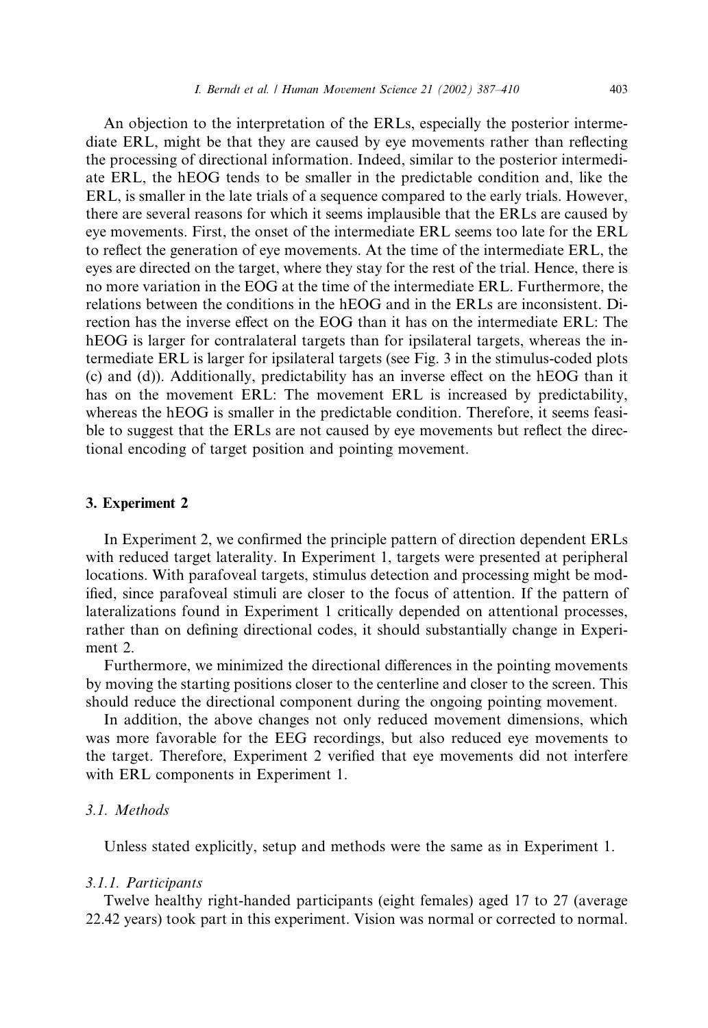An objection to the interpretation of the ERLs, especially the posterior intermediate ERL, might be that they are caused by eye movements rather than reflecting the processing of directional information. Indeed, similar to the posterior intermediate ERL, the hEOG tends to be smaller in the predictable condition and, like the ERL, is smaller in the late trials of a sequence compared to the early trials. However, there are several reasons for which it seems implausible that the ERLs are caused by eye movements. First, the onset of the intermediate ERL seems too late for the ERL to reflect the generation of eye movements. At the time of the intermediate ERL, the eyes are directed on the target, where they stay for the rest of the trial. Hence, there is no more variation in the EOG at the time of the intermediate ERL. Furthermore, the relations between the conditions in the hEOG and in the ERLs are inconsistent. Direction has the inverse effect on the EOG than it has on the intermediate ERL: The hEOG is larger for contralateral targets than for ipsilateral targets, whereas the intermediate ERL is larger for ipsilateral targets (see Fig. 3 in the stimulus-coded plots (c) and (d)). Additionally, predictability has an inverse effect on the hEOG than it has on the movement ERL: The movement ERL is increased by predictability, whereas the hEOG is smaller in the predictable condition. Therefore, it seems feasible to suggest that the ERLs are not caused by eye movements but reflect the directional encoding of target position and pointing movement.

## 3. Experiment 2

In Experiment 2, we confirmed the principle pattern of direction dependent ERLs with reduced target laterality. In Experiment 1, targets were presented at peripheral locations. With parafoveal targets, stimulus detection and processing might be modified, since parafoveal stimuli are closer to the focus of attention. If the pattern of lateralizations found in Experiment 1 critically depended on attentional processes, rather than on defining directional codes, it should substantially change in Experiment 2.

Furthermore, we minimized the directional differences in the pointing movements by moving the starting positions closer to the centerline and closer to the screen. This should reduce the directional component during the ongoing pointing movement.

In addition, the above changes not only reduced movement dimensions, which was more favorable for the EEG recordings, but also reduced eye movements to the target. Therefore, Experiment 2 verified that eye movements did not interfere with ERL components in Experiment 1.

### 3.1. Methods

Unless stated explicitly, setup and methods were the same as in Experiment 1.

#### 3.1.1. Participants

Twelve healthy right-handed participants (eight females) aged 17 to 27 (average 22.42 years) took part in this experiment. Vision was normal or corrected to normal.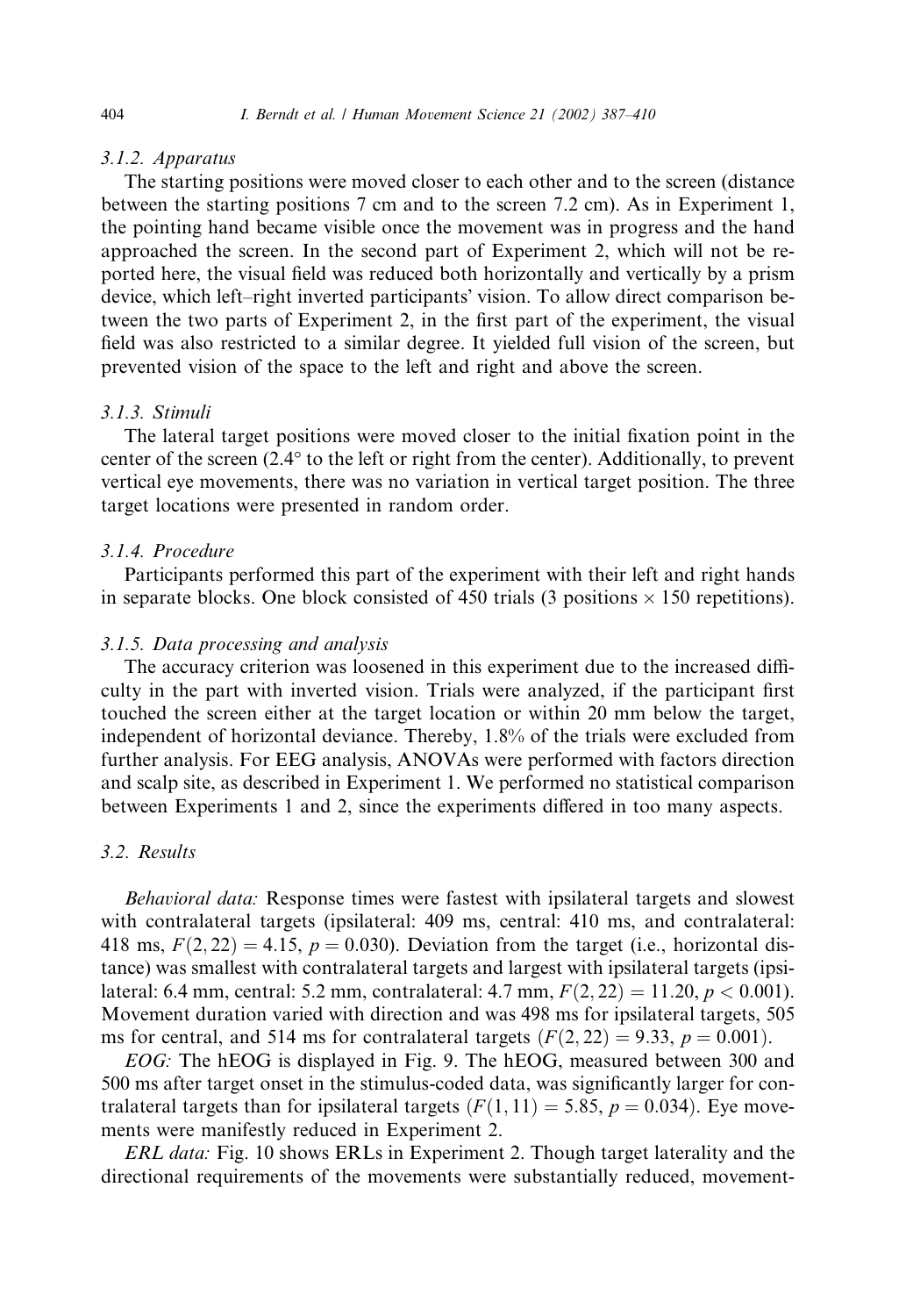#### 3.1.2. Apparatus

The starting positions were moved closer to each other and to the screen (distance between the starting positions 7 cm and to the screen 7.2 cm). As in Experiment 1, the pointing hand became visible once the movement was in progress and the hand approached the screen. In the second part of Experiment 2, which will not be reported here, the visual field was reduced both horizontally and vertically by a prism device, which left–right inverted participants' vision. To allow direct comparison between the two parts of Experiment 2, in the first part of the experiment, the visual field was also restricted to a similar degree. It yielded full vision of the screen, but prevented vision of the space to the left and right and above the screen.

#### 3.1.3. Stimuli

The lateral target positions were moved closer to the initial fixation point in the center of the screen (2.4° to the left or right from the center). Additionally, to prevent vertical eye movements, there was no variation in vertical target position. The three target locations were presented in random order.

#### 3.1.4. Procedure

Participants performed this part of the experiment with their left and right hands in separate blocks. One block consisted of 450 trials (3 positions $\times$ 150 repetitions).

#### 3.1.5. Data processing and analysis

The accuracy criterion was loosened in this experiment due to the increased difficulty in the part with inverted vision. Trials were analyzed, if the participant first touched the screen either at the target location or within 20 mm below the target, independent of horizontal deviance. Thereby, 1.8% of the trials were excluded from further analysis. For EEG analysis, ANOVAs were performed with factors direction and scalp site, as described in Experiment 1. We performed no statistical comparison between Experiments 1 and 2, since the experiments differed in too many aspects.

### 3.2. Results

*Behavioral data:* Response times were fastest with ipsilateral targets and slowest with contralateral targets (ipsilateral: 409 ms, central: 410 ms, and contralateral: 418 ms, $F(2,22) = 4.15$, $p = 0.030$). Deviation from the target (i.e., horizontal distance) was smallest with contralateral targets and largest with ipsilateral targets (ipsilateral: 6.4 mm, central: 5.2 mm, contralateral: 4.7 mm, $F(2,22) = 11.20$, $p < 0.001$). Movement duration varied with direction and was 498 ms for ipsilateral targets, 505 ms for central, and 514 ms for contralateral targets ($F(2,22) = 9.33$, $p = 0.001$).

*EOG:* The hEOG is displayed in Fig. 9. The hEOG, measured between 300 and 500 ms after target onset in the stimulus-coded data, was significantly larger for contralateral targets than for ipsilateral targets ($F(1,11) = 5.85$, $p = 0.034$). Eye movements were manifestly reduced in Experiment 2.

*ERL data:* Fig. 10 shows ERLs in Experiment 2. Though target laterality and the directional requirements of the movements were substantially reduced, movement-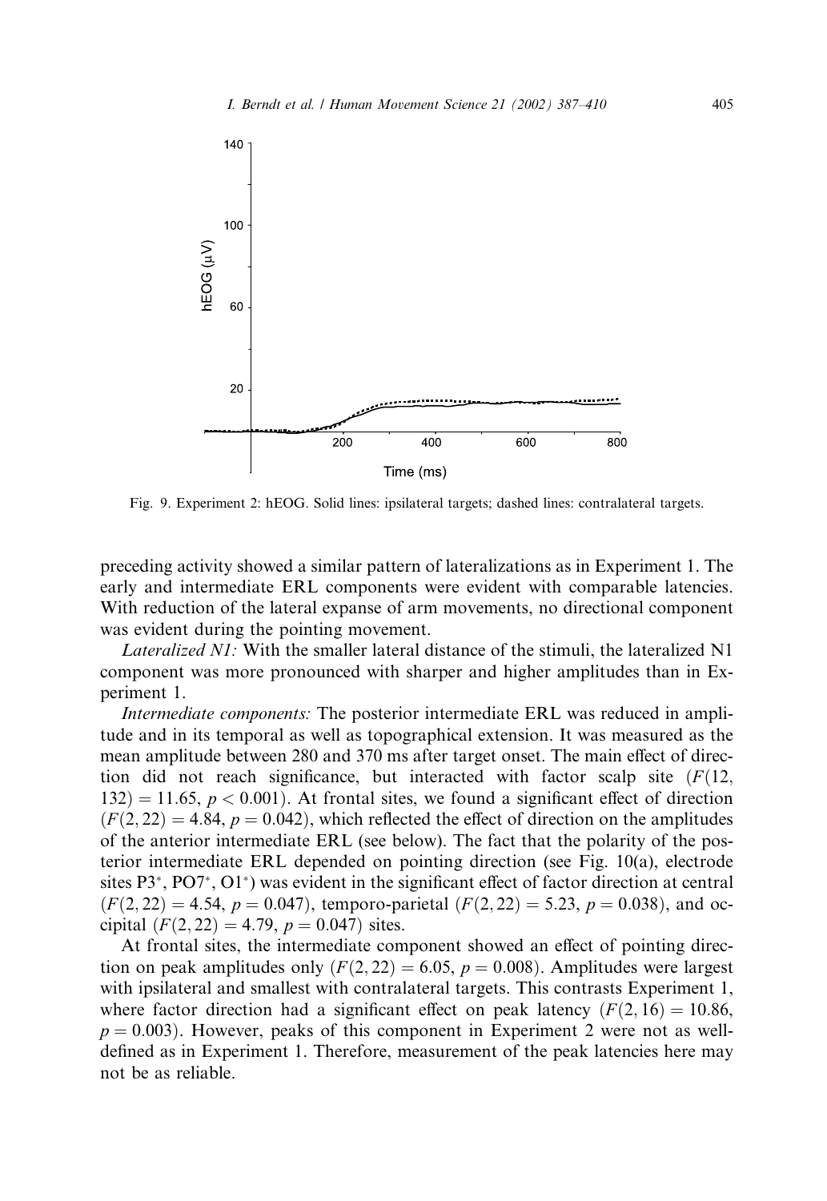Fig. 9. Experiment 2: hEOG. Solid lines: ipsilateral targets; dashed lines: contralateral targets.

preceding activity showed a similar pattern of lateralizations as in Experiment 1. The early and intermediate ERL components were evident with comparable latencies. With reduction of the lateral expanse of arm movements, no directional component was evident during the pointing movement.

*Lateralized N1:* With the smaller lateral distance of the stimuli, the lateralized N1 component was more pronounced with sharper and higher amplitudes than in Experiment 1.

*Intermediate components:* The posterior intermediate ERL was reduced in amplitude and in its temporal as well as topographical extension. It was measured as the mean amplitude between 280 and 370 ms after target onset. The main effect of direction did not reach significance, but interacted with factor scalp site ($F(12, 132) = 11.65$, $p < 0.001$). At frontal sites, we found a significant effect of direction ($F(2, 22) = 4.84$, $p = 0.042$), which reflected the effect of direction on the amplitudes of the anterior intermediate ERL (see below). The fact that the polarity of the posterior intermediate ERL depended on pointing direction (see Fig. 10(a), electrode sites P3*, PO7*, O1*) was evident in the significant effect of factor direction at central ($F(2, 22) = 4.54$, $p = 0.047$), temporo-parietal ($F(2, 22) = 5.23$, $p = 0.038$), and occipital ($F(2, 22) = 4.79$, $p = 0.047$) sites.

At frontal sites, the intermediate component showed an effect of pointing direction on peak amplitudes only ($F(2, 22) = 6.05$, $p = 0.008$). Amplitudes were largest with ipsilateral and smallest with contralateral targets. This contrasts Experiment 1, where factor direction had a significant effect on peak latency ($F(2, 16) = 10.86$, $p = 0.003$). However, peaks of this component in Experiment 2 were not as well-defined as in Experiment 1. Therefore, measurement of the peak latencies here may not be as reliable.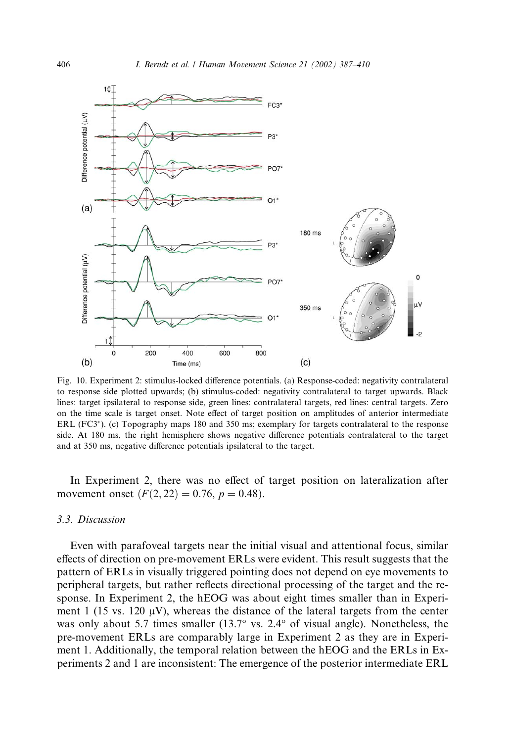Fig. 10. Experiment 2: stimulus-locked difference potentials. (a) Response-coded: negativity contralateral to response side plotted upwards; (b) stimulus-coded: negativity contralateral to target upwards. Black lines: target ipsilateral to response side, green lines: contralateral targets, red lines: central targets. Zero on the time scale is target onset. Note effect of target position on amplitudes of anterior intermediate ERL (FC3*). (c) Topography maps 180 and 350 ms; exemplary for targets contralateral to the response side. At 180 ms, the right hemisphere shows negative difference potentials contralateral to the target and at 350 ms, negative difference potentials ipsilateral to the target.

In Experiment 2, there was no effect of target position on lateralization after movement onset ($F(2, 22) = 0.76$, $p = 0.48$).

### 3.3. Discussion

Even with parafoveal targets near the initial visual and attentional focus, similar effects of direction on pre-movement ERLs were evident. This result suggests that the pattern of ERLs in visually triggered pointing does not depend on eye movements to peripheral targets, but rather reflects directional processing of the target and the response. In Experiment 2, the hEOG was about eight times smaller than in Experiment 1 (15 vs. 120 μV), whereas the distance of the lateral targets from the center was only about 5.7 times smaller (13.7° vs. 2.4° of visual angle). Nonetheless, the pre-movement ERLs are comparably large in Experiment 2 as they are in Experiment 1. Additionally, the temporal relation between the hEOG and the ERLs in Experiments 2 and 1 are inconsistent: The emergence of the posterior intermediate ERL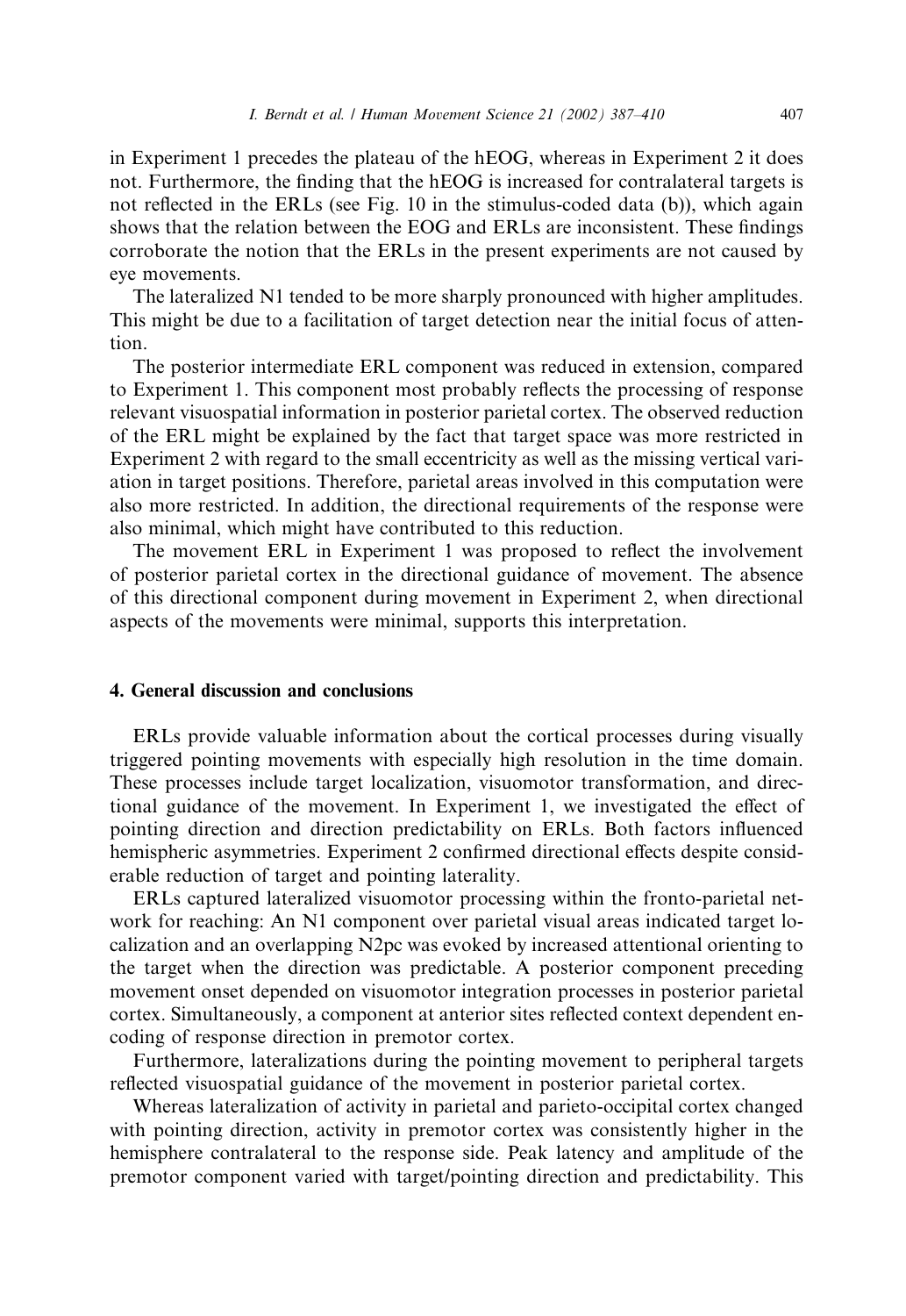in Experiment 1 precedes the plateau of the hEOG, whereas in Experiment 2 it does not. Furthermore, the finding that the hEOG is increased for contralateral targets is not reflected in the ERLs (see Fig. 10 in the stimulus-coded data (b)), which again shows that the relation between the EOG and ERLs are inconsistent. These findings corroborate the notion that the ERLs in the present experiments are not caused by eye movements.

The lateralized N1 tended to be more sharply pronounced with higher amplitudes. This might be due to a facilitation of target detection near the initial focus of attention.

The posterior intermediate ERL component was reduced in extension, compared to Experiment 1. This component most probably reflects the processing of response relevant visuospatial information in posterior parietal cortex. The observed reduction of the ERL might be explained by the fact that target space was more restricted in Experiment 2 with regard to the small eccentricity as well as the missing vertical variation in target positions. Therefore, parietal areas involved in this computation were also more restricted. In addition, the directional requirements of the response were also minimal, which might have contributed to this reduction.

The movement ERL in Experiment 1 was proposed to reflect the involvement of posterior parietal cortex in the directional guidance of movement. The absence of this directional component during movement in Experiment 2, when directional aspects of the movements were minimal, supports this interpretation.

## 4. General discussion and conclusions

ERLs provide valuable information about the cortical processes during visually triggered pointing movements with especially high resolution in the time domain. These processes include target localization, visuomotor transformation, and directional guidance of the movement. In Experiment 1, we investigated the effect of pointing direction and direction predictability on ERLs. Both factors influenced hemispheric asymmetries. Experiment 2 confirmed directional effects despite considerable reduction of target and pointing laterality.

ERLs captured lateralized visuomotor processing within the fronto-parietal network for reaching: An N1 component over parietal visual areas indicated target localization and an overlapping N2pc was evoked by increased attentional orienting to the target when the direction was predictable. A posterior component preceding movement onset depended on visuomotor integration processes in posterior parietal cortex. Simultaneously, a component at anterior sites reflected context dependent encoding of response direction in premotor cortex.

Furthermore, lateralizations during the pointing movement to peripheral targets reflected visuospatial guidance of the movement in posterior parietal cortex.

Whereas lateralization of activity in parietal and parieto-occipital cortex changed with pointing direction, activity in premotor cortex was consistently higher in the hemisphere contralateral to the response side. Peak latency and amplitude of the premotor component varied with target/pointing direction and predictability. This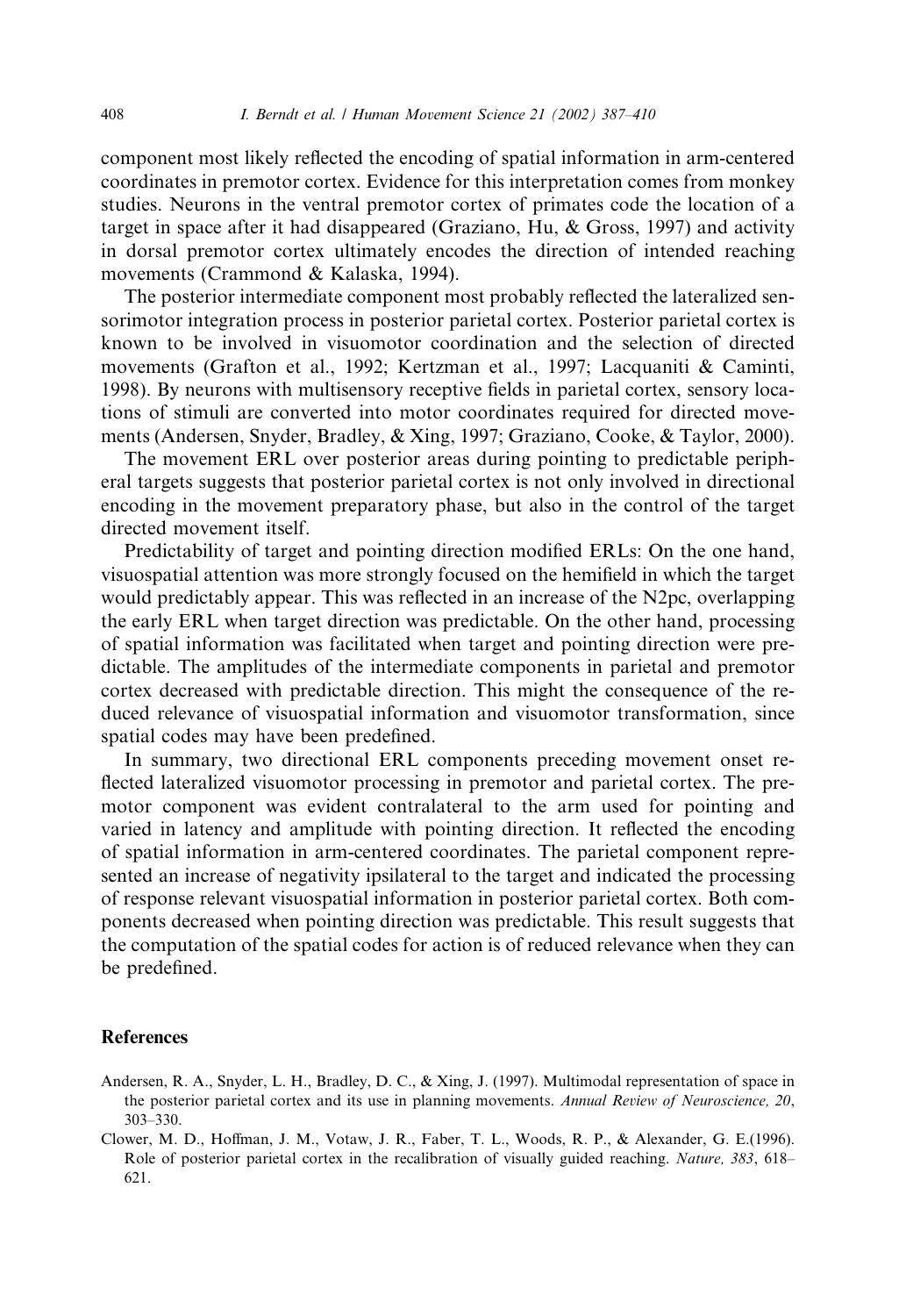component most likely reflected the encoding of spatial information in arm-centered coordinates in premotor cortex. Evidence for this interpretation comes from monkey studies. Neurons in the ventral premotor cortex of primates code the location of a target in space after it had disappeared (Graziano, Hu, & Gross, 1997) and activity in dorsal premotor cortex ultimately encodes the direction of intended reaching movements (Crammond & Kalaska, 1994).

The posterior intermediate component most probably reflected the lateralized sensorimotor integration process in posterior parietal cortex. Posterior parietal cortex is known to be involved in visuomotor coordination and the selection of directed movements (Grafton et al., 1992; Kertzman et al., 1997; Lacquaniti & Caminti, 1998). By neurons with multisensory receptive fields in parietal cortex, sensory locations of stimuli are converted into motor coordinates required for directed movements (Andersen, Snyder, Bradley, & Xing, 1997; Graziano, Cooke, & Taylor, 2000).

The movement ERL over posterior areas during pointing to predictable peripheral targets suggests that posterior parietal cortex is not only involved in directional encoding in the movement preparatory phase, but also in the control of the target directed movement itself.

Predictability of target and pointing direction modified ERLs: On the one hand, visuospatial attention was more strongly focused on the hemifield in which the target would predictably appear. This was reflected in an increase of the N2pc, overlapping the early ERL when target direction was predictable. On the other hand, processing of spatial information was facilitated when target and pointing direction were predictable. The amplitudes of the intermediate components in parietal and premotor cortex decreased with predictable direction. This might the consequence of the reduced relevance of visuospatial information and visuomotor transformation, since spatial codes may have been predefined.

In summary, two directional ERL components preceding movement onset reflected lateralized visuomotor processing in premotor and parietal cortex. The premotor component was evident contralateral to the arm used for pointing and varied in latency and amplitude with pointing direction. It reflected the encoding of spatial information in arm-centered coordinates. The parietal component represented an increase of negativity ipsilateral to the target and indicated the processing of response relevant visuospatial information in posterior parietal cortex. Both components decreased when pointing direction was predictable. This result suggests that the computation of the spatial codes for action is of reduced relevance when they can be predefined.

## References

Andersen, R. A., Snyder, L. H., Bradley, D. C., & Xing, J. (1997). Multimodal representation of space in the posterior parietal cortex and its use in planning movements. *Annual Review of Neuroscience, 20*, 303–330.

Clower, M. D., Hoffman, J. M., Votaw, J. R., Faber, T. L., Woods, R. P., & Alexander, G. E.(1996). Role of posterior parietal cortex in the recalibration of visually guided reaching. *Nature, 383*, 618–621.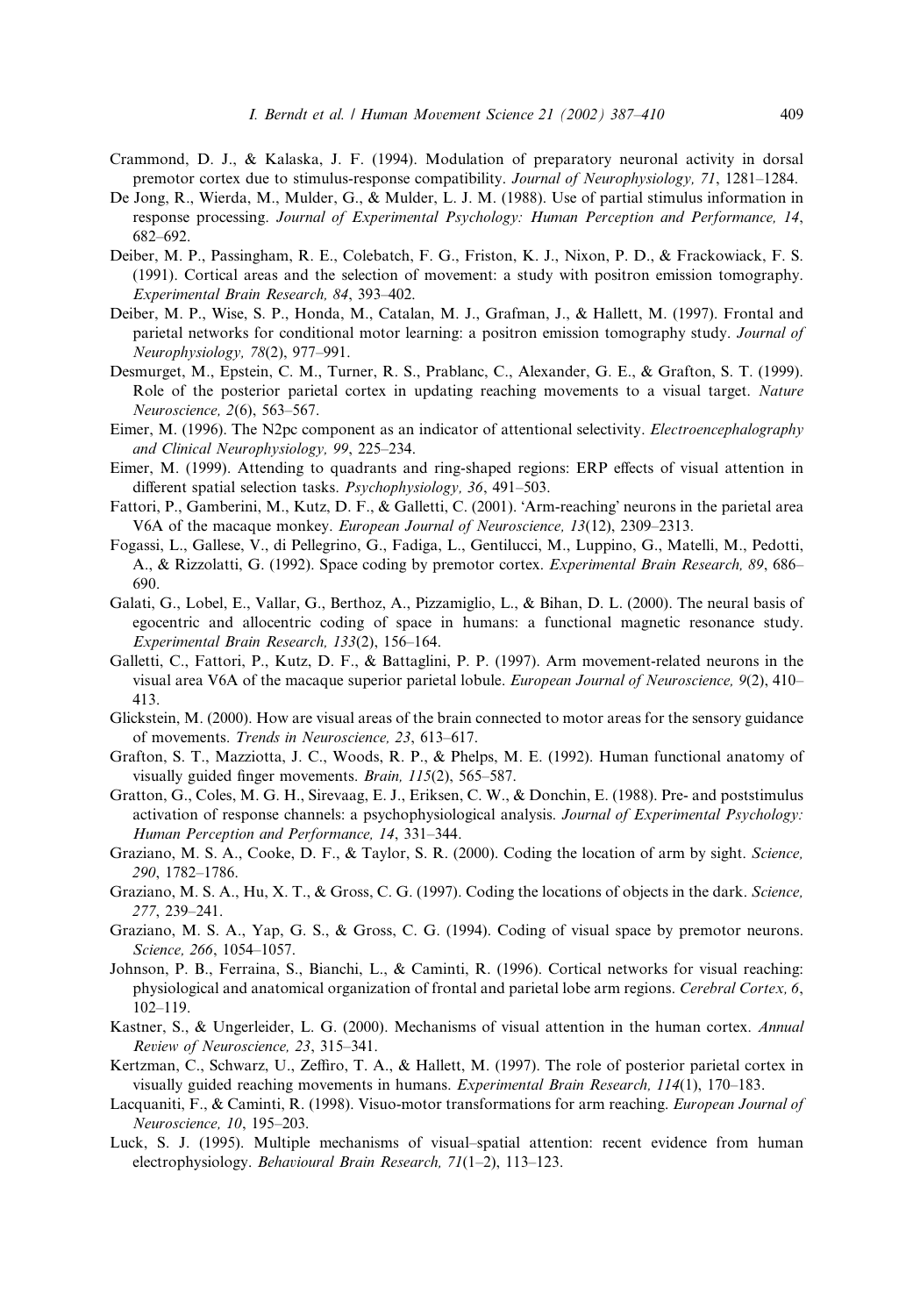Crammond, D. J., & Kalaska, J. F. (1994). Modulation of preparatory neuronal activity in dorsal premotor cortex due to stimulus-response compatibility. *Journal of Neurophysiology, 71*, 1281–1284.

De Jong, R., Wierda, M., Mulder, G., & Mulder, L. J. M. (1988). Use of partial stimulus information in response processing. *Journal of Experimental Psychology: Human Perception and Performance, 14*, 682–692.

Deiber, M. P., Passingham, R. E., Colebatch, F. G., Friston, K. J., Nixon, P. D., & Frackowiack, F. S. (1991). Cortical areas and the selection of movement: a study with positron emission tomography. *Experimental Brain Research, 84*, 393–402.

Deiber, M. P., Wise, S. P., Honda, M., Catalan, M. J., Grafman, J., & Hallett, M. (1997). Frontal and parietal networks for conditional motor learning: a positron emission tomography study. *Journal of Neurophysiology, 78*(2), 977–991.

Desmurget, M., Epstein, C. M., Turner, R. S., Prablanc, C., Alexander, G. E., & Grafton, S. T. (1999). Role of the posterior parietal cortex in updating reaching movements to a visual target. *Nature Neuroscience, 2*(6), 563–567.

Eimer, M. (1996). The N2pc component as an indicator of attentional selectivity. *Electroencephalography and Clinical Neurophysiology, 99*, 225–234.

Eimer, M. (1999). Attending to quadrants and ring-shaped regions: ERP effects of visual attention in different spatial selection tasks. *Psychophysiology, 36*, 491–503.

Fattori, P., Gamberini, M., Kutz, D. F., & Galletti, C. (2001). 'Arm-reaching' neurons in the parietal area V6A of the macaque monkey. *European Journal of Neuroscience, 13*(12), 2309–2313.

Fogassi, L., Gallese, V., di Pellegrino, G., Fadiga, L., Gentilucci, M., Luppino, G., Matelli, M., Pedotti, A., & Rizzolatti, G. (1992). Space coding by premotor cortex. *Experimental Brain Research, 89*, 686–690.

Galati, G., Lobel, E., Vallar, G., Berthoz, A., Pizzamiglio, L., & Bihan, D. L. (2000). The neural basis of egocentric and allocentric coding of space in humans: a functional magnetic resonance study. *Experimental Brain Research, 133*(2), 156–164.

Galletti, C., Fattori, P., Kutz, D. F., & Battaglini, P. P. (1997). Arm movement-related neurons in the visual area V6A of the macaque superior parietal lobule. *European Journal of Neuroscience, 9*(2), 410–413.

Glickstein, M. (2000). How are visual areas of the brain connected to motor areas for the sensory guidance of movements. *Trends in Neuroscience, 23*, 613–617.

Grafton, S. T., Mazziotta, J. C., Woods, R. P., & Phelps, M. E. (1992). Human functional anatomy of visually guided finger movements. *Brain, 115*(2), 565–587.

Gratton, G., Coles, M. G. H., Sirevaag, E. J., Eriksen, C. W., & Donchin, E. (1988). Pre- and poststimulus activation of response channels: a psychophysiological analysis. *Journal of Experimental Psychology: Human Perception and Performance, 14*, 331–344.

Graziano, M. S. A., Cooke, D. F., & Taylor, S. R. (2000). Coding the location of arm by sight. *Science, 290*, 1782–1786.

Graziano, M. S. A., Hu, X. T., & Gross, C. G. (1997). Coding the locations of objects in the dark. *Science, 277*, 239–241.

Graziano, M. S. A., Yap, G. S., & Gross, C. G. (1994). Coding of visual space by premotor neurons. *Science, 266*, 1054–1057.

Johnson, P. B., Ferraina, S., Bianchi, L., & Caminti, R. (1996). Cortical networks for visual reaching: physiological and anatomical organization of frontal and parietal lobe arm regions. *Cerebral Cortex, 6*, 102–119.

Kastner, S., & Ungerleider, L. G. (2000). Mechanisms of visual attention in the human cortex. *Annual Review of Neuroscience, 23*, 315–341.

Kertzman, C., Schwarz, U., Zeffiro, T. A., & Hallett, M. (1997). The role of posterior parietal cortex in visually guided reaching movements in humans. *Experimental Brain Research, 114*(1), 170–183.

Lacquaniti, F., & Caminti, R. (1998). Visuo-motor transformations for arm reaching. *European Journal of Neuroscience, 10*, 195–203.

Luck, S. J. (1995). Multiple mechanisms of visual–spatial attention: recent evidence from human electrophysiology. *Behavioural Brain Research, 71*(1–2), 113–123.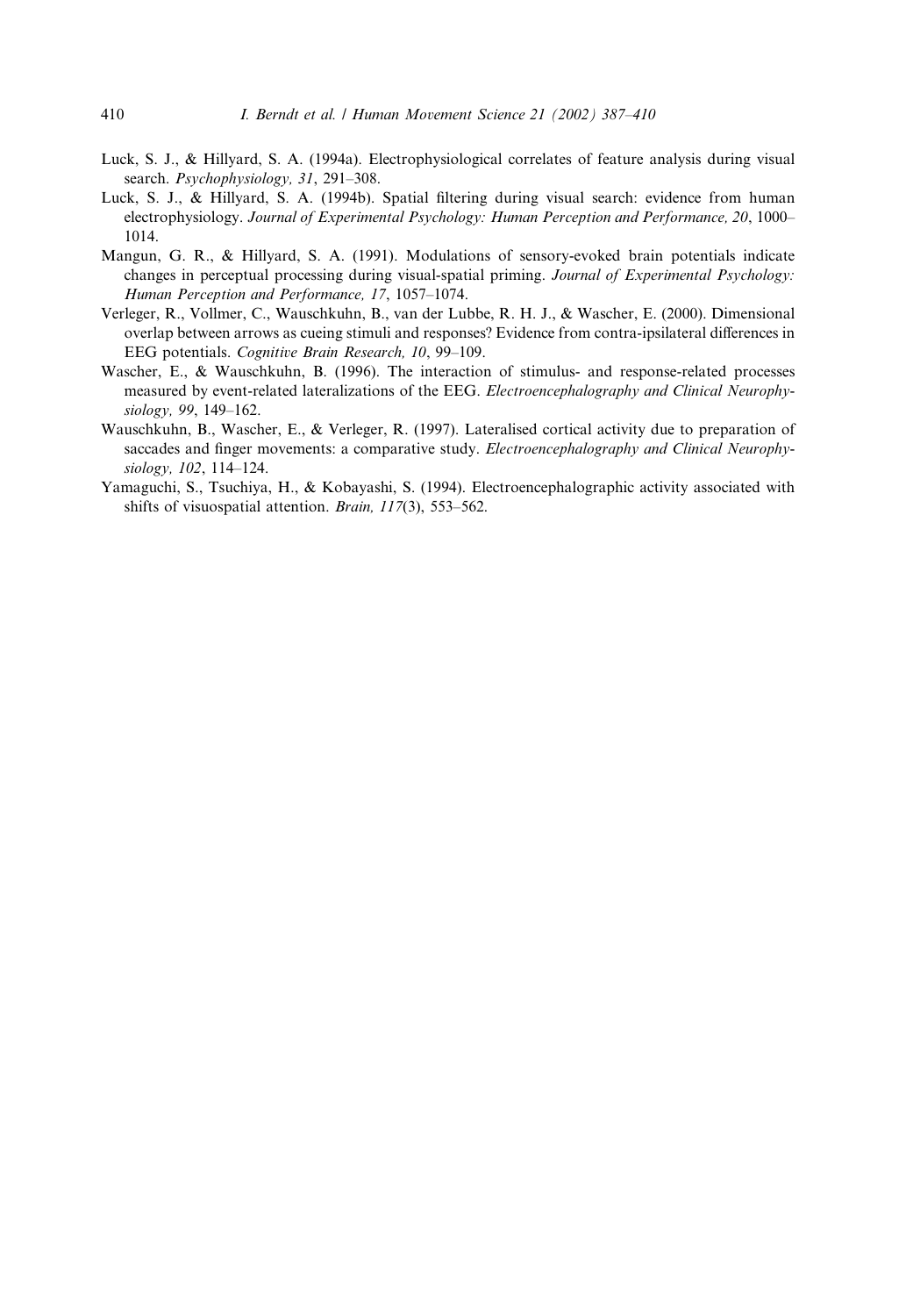Luck, S. J., & Hillyard, S. A. (1994a). Electrophysiological correlates of feature analysis during visual search. *Psychophysiology, 31*, 291–308.

Luck, S. J., & Hillyard, S. A. (1994b). Spatial filtering during visual search: evidence from human electrophysiology. *Journal of Experimental Psychology: Human Perception and Performance, 20*, 1000–1014.

Mangun, G. R., & Hillyard, S. A. (1991). Modulations of sensory-evoked brain potentials indicate changes in perceptual processing during visual-spatial priming. *Journal of Experimental Psychology: Human Perception and Performance, 17*, 1057–1074.

Verleger, R., Vollmer, C., Wauschkuhn, B., van der Lubbe, R. H. J., & Wascher, E. (2000). Dimensional overlap between arrows as cueing stimuli and responses? Evidence from contra-ipsilateral differences in EEG potentials. *Cognitive Brain Research, 10*, 99–109.

Wascher, E., & Wauschkuhn, B. (1996). The interaction of stimulus- and response-related processes measured by event-related lateralizations of the EEG. *Electroencephalography and Clinical Neurophysiology, 99*, 149–162.

Wauschkuhn, B., Wascher, E., & Verleger, R. (1997). Lateralised cortical activity due to preparation of saccades and finger movements: a comparative study. *Electroencephalography and Clinical Neurophysiology, 102*, 114–124.

Yamaguchi, S., Tsuchiya, H., & Kobayashi, S. (1994). Electroencephalographic activity associated with shifts of visuospatial attention. *Brain, 117*(3), 553–562.